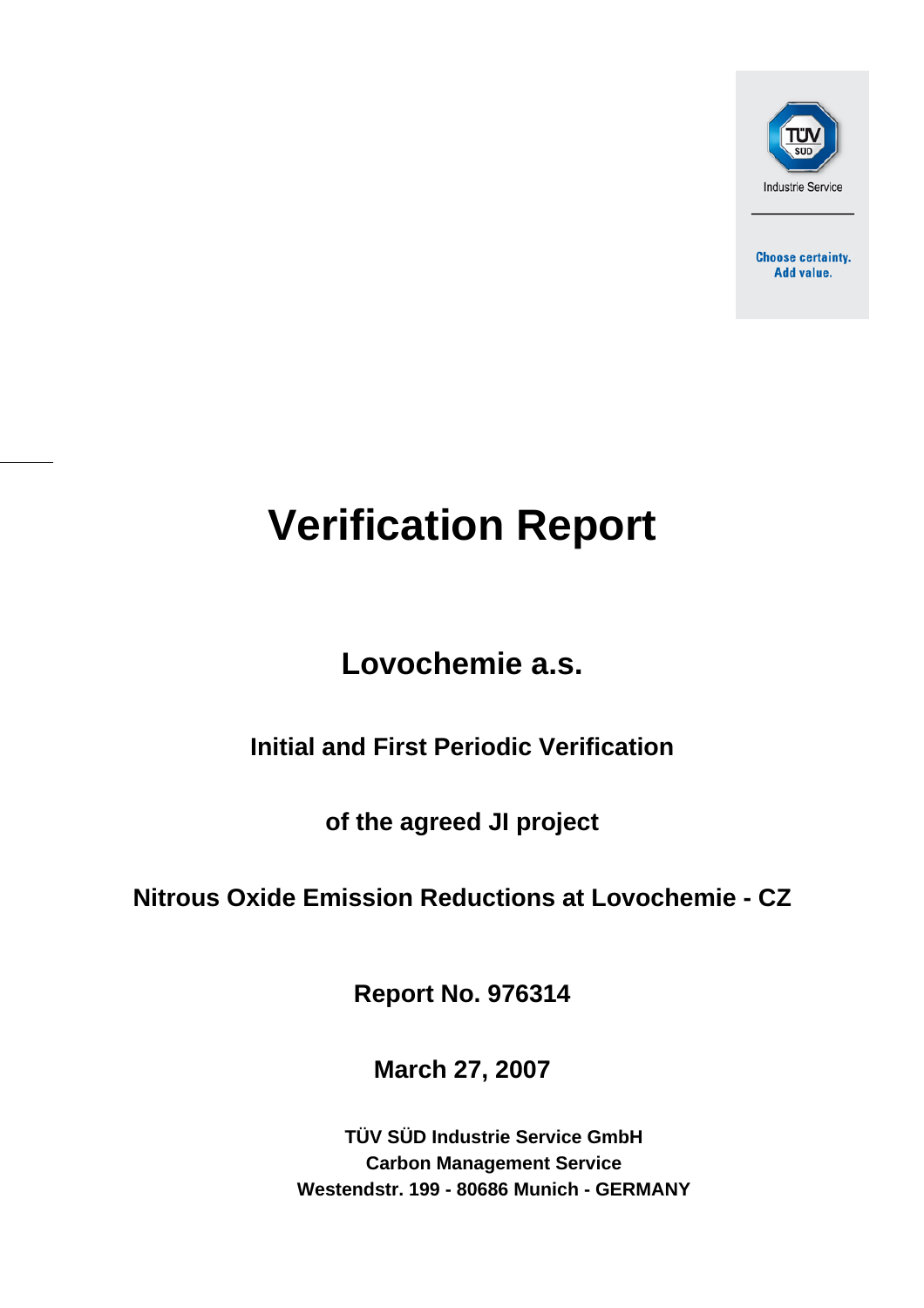TÜV SÜD

Industrie Service

Choose certainty.
Add value.

# Verification Report

## Lovochemie a.s.

### Initial and First Periodic Verification

### of the agreed JI project

### Nitrous Oxide Emission Reductions at Lovochemie - CZ

**Report No. 976314**

**March 27, 2007**

**TÜV SÜD Industrie Service GmbH**
**Carbon Management Service**
**Westendstr. 199 - 80686 Munich - GERMANY**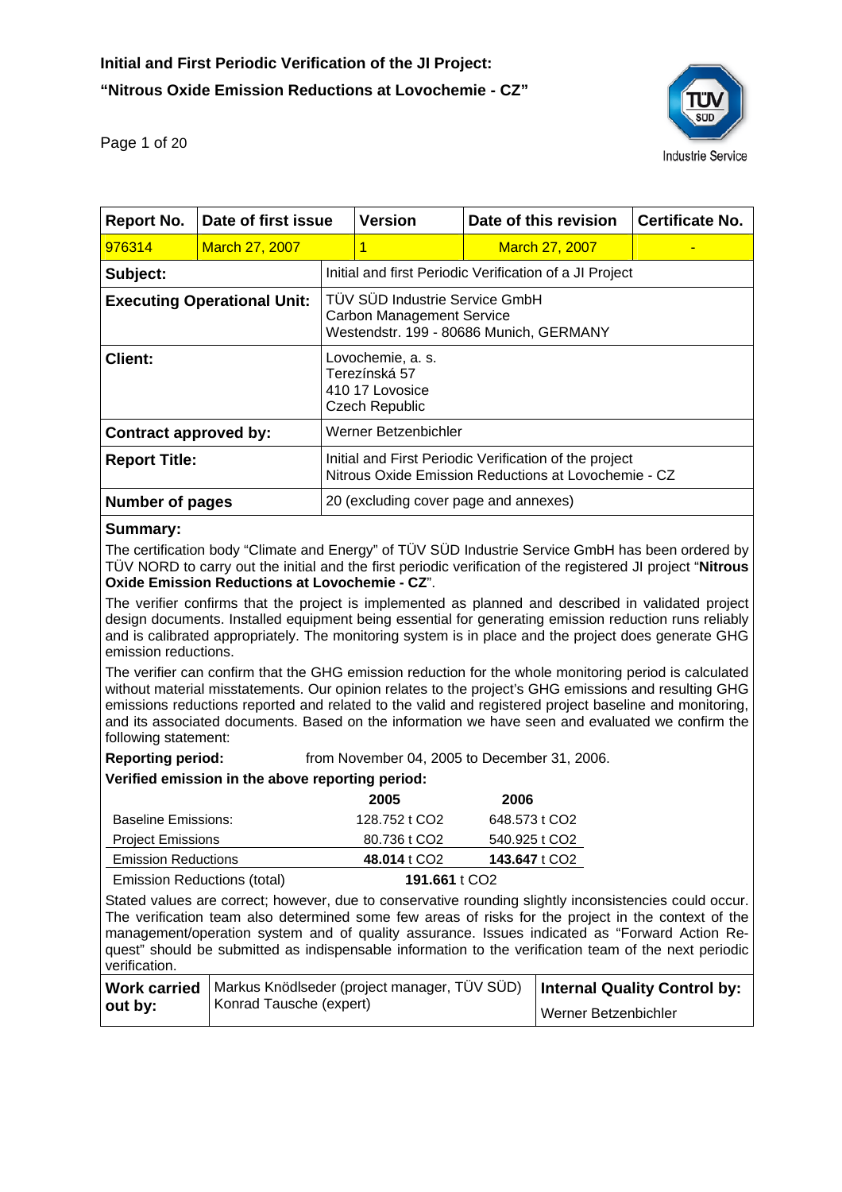# Initial and First Periodic Verification of the JI Project:

# "Nitrous Oxide Emission Reductions at Lovochemie - CZ"

| Report No. | Date of first issue | Version | Date of this revision | Certificate No. |
|---|---|---|---|---|
| 976314 | March 27, 2007 | 1 | March 27, 2007 | - |

| | |
|---|---|
| **Subject:** | Initial and first Periodic Verification of a JI Project |
| **Executing Operational Unit:** | TÜV SÜD Industrie Service GmbH<br>Carbon Management Service<br>Westendstr. 199 - 80686 Munich, GERMANY |
| **Client:** | Lovochemie, a. s.<br>Terezínská 57<br>410 17 Lovosice<br>Czech Republic |
| **Contract approved by:** | Werner Betzenbichler |
| **Report Title:** | Initial and First Periodic Verification of the project<br>Nitrous Oxide Emission Reductions at Lovochemie - CZ |
| **Number of pages** | 20 (excluding cover page and annexes) |

**Summary:**

The certification body "Climate and Energy" of TÜV SÜD Industrie Service GmbH has been ordered by TÜV NORD to carry out the initial and the first periodic verification of the registered JI project "**Nitrous Oxide Emission Reductions at Lovochemie - CZ**".

The verifier confirms that the project is implemented as planned and described in validated project design documents. Installed equipment being essential for generating emission reduction runs reliably and is calibrated appropriately. The monitoring system is in place and the project does generate GHG emission reductions.

The verifier can confirm that the GHG emission reduction for the whole monitoring period is calculated without material misstatements. Our opinion relates to the project's GHG emissions and resulting GHG emissions reductions reported and related to the valid and registered project baseline and monitoring, and its associated documents. Based on the information we have seen and evaluated we confirm the following statement:

**Reporting period:** from November 04, 2005 to December 31, 2006.

**Verified emission in the above reporting period:**

| | 2005 | 2006 |
|---|---|---|
| Baseline Emissions: | 128.752 t $CO_2$ | 648.573 t $CO_2$ |
| Project Emissions | 80.736 t $CO_2$ | 540.925 t $CO_2$ |
| Emission Reductions | **48.014** t $CO_2$ | **143.647** t $CO_2$ |
| Emission Reductions (total) | **191.661** t $CO_2$ | |

Stated values are correct; however, due to conservative rounding slightly inconsistencies could occur. The verification team also determined some few areas of risks for the project in the context of the management/operation system and of quality assurance. Issues indicated as "Forward Action Request" should be submitted as indispensable information to the verification team of the next periodic verification.

| | | |
|---|---|---|
| **Work carried out by:** | Markus Knödlseder (project manager, TÜV SÜD)<br>Konrad Tausche (expert) | **Internal Quality Control by:**<br>Werner Betzenbichler |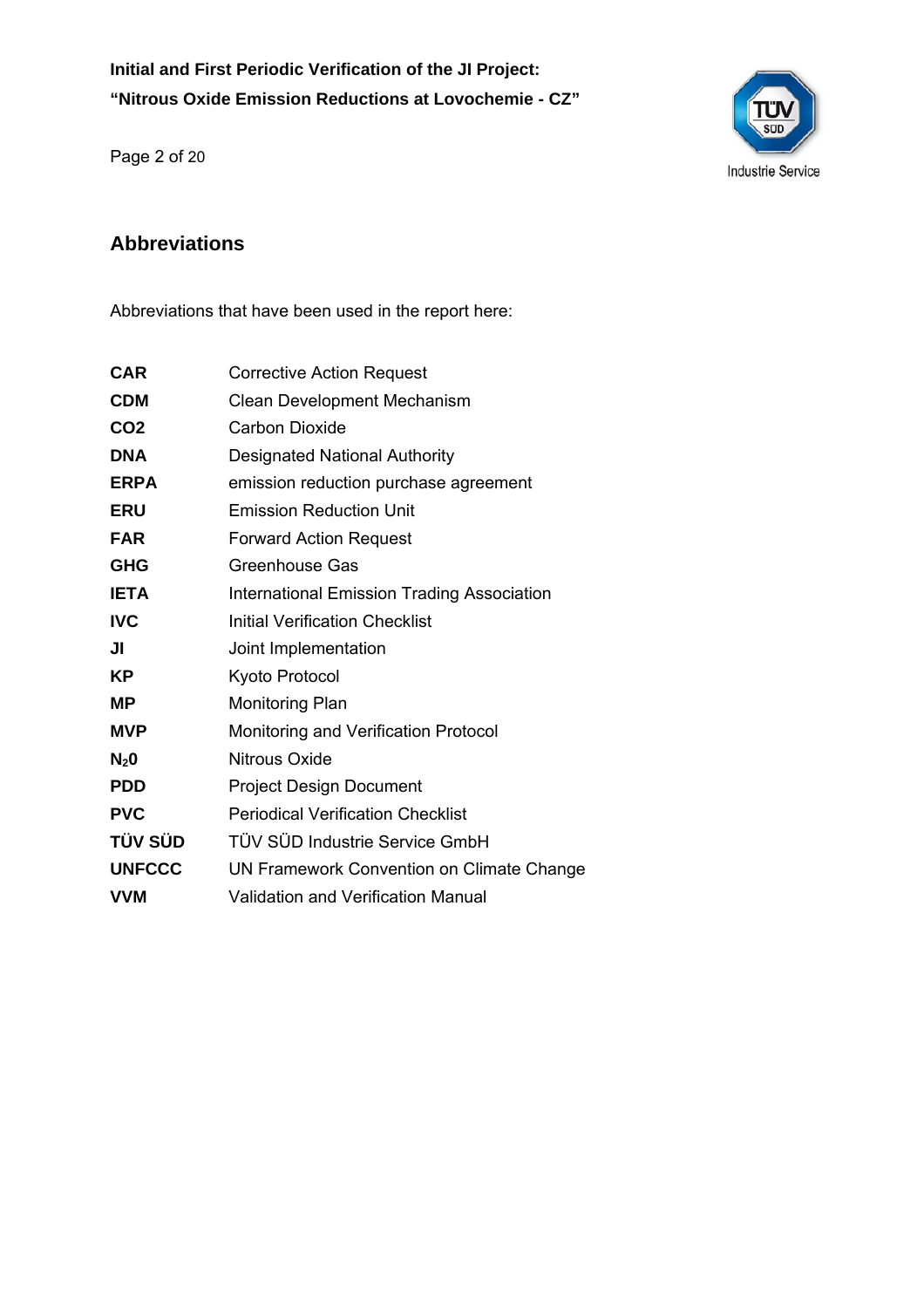## Abbreviations

Abbreviations that have been used in the report here:

| | |
|---|---|
| **CAR** | Corrective Action Request |
| **CDM** | Clean Development Mechanism |
| **CO2** | Carbon Dioxide |
| **DNA** | Designated National Authority |
| **ERPA** | emission reduction purchase agreement |
| **ERU** | Emission Reduction Unit |
| **FAR** | Forward Action Request |
| **GHG** | Greenhouse Gas |
| **IETA** | International Emission Trading Association |
| **IVC** | Initial Verification Checklist |
| **JI** | Joint Implementation |
| **KP** | Kyoto Protocol |
| **MP** | Monitoring Plan |
| **MVP** | Monitoring and Verification Protocol |
| **$N_20$** | Nitrous Oxide |
| **PDD** | Project Design Document |
| **PVC** | Periodical Verification Checklist |
| **TÜV SÜD** | TÜV SÜD Industrie Service GmbH |
| **UNFCCC** | UN Framework Convention on Climate Change |
| **VVM** | Validation and Verification Manual |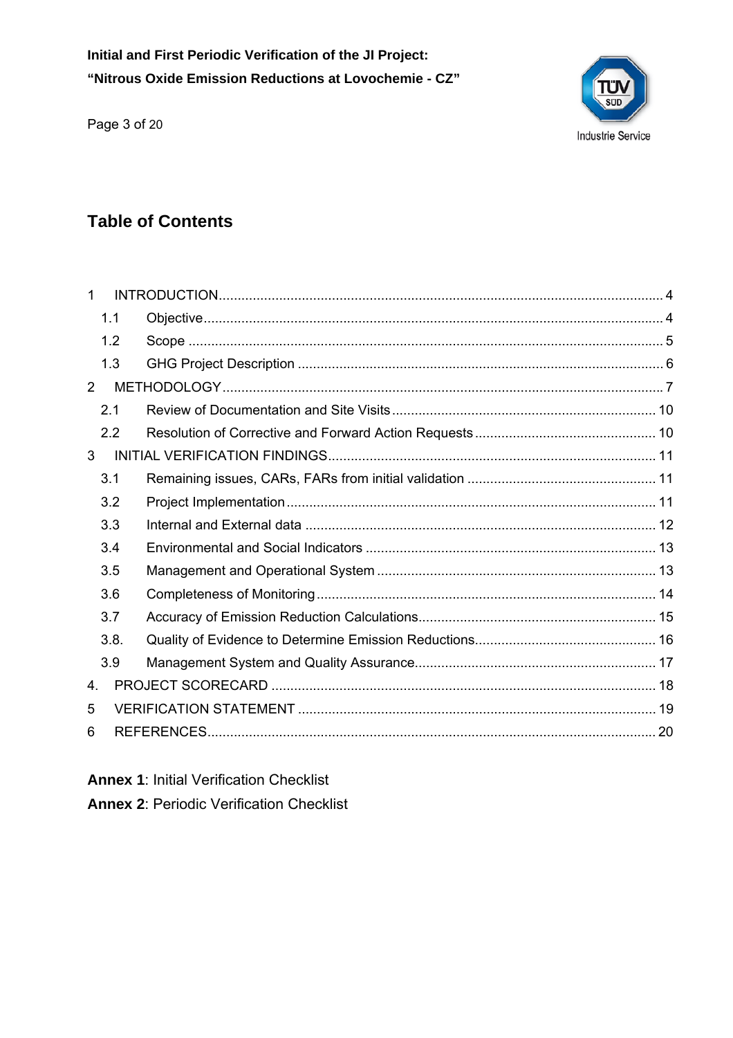## Table of Contents

| | | |
|---|---|---|
| 1 | INTRODUCTION | 4 |
| 1.1 | Objective | 4 |
| 1.2 | Scope | 5 |
| 1.3 | GHG Project Description | 6 |
| 2 | METHODOLOGY | 7 |
| 2.1 | Review of Documentation and Site Visits | 10 |
| 2.2 | Resolution of Corrective and Forward Action Requests | 10 |
| 3 | INITIAL VERIFICATION FINDINGS | 11 |
| 3.1 | Remaining issues, CARs, FARs from initial validation | 11 |
| 3.2 | Project Implementation | 11 |
| 3.3 | Internal and External data | 12 |
| 3.4 | Environmental and Social Indicators | 13 |
| 3.5 | Management and Operational System | 13 |
| 3.6 | Completeness of Monitoring | 14 |
| 3.7 | Accuracy of Emission Reduction Calculations | 15 |
| 3.8. | Quality of Evidence to Determine Emission Reductions | 16 |
| 3.9 | Management System and Quality Assurance | 17 |
| 4. | PROJECT SCORECARD | 18 |
| 5 | VERIFICATION STATEMENT | 19 |
| 6 | REFERENCES | 20 |

**Annex 1**: Initial Verification Checklist

**Annex 2**: Periodic Verification Checklist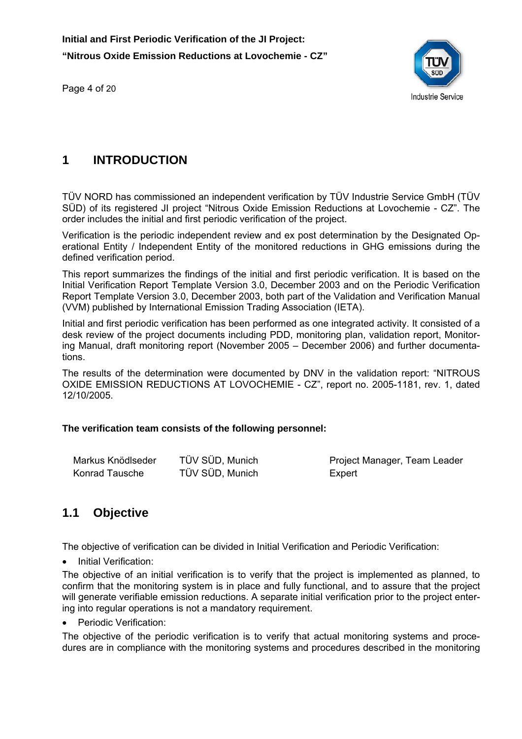# 1 INTRODUCTION

TÜV NORD has commissioned an independent verification by TÜV Industrie Service GmbH (TÜV SÜD) of its registered JI project "Nitrous Oxide Emission Reductions at Lovochemie - CZ". The order includes the initial and first periodic verification of the project.

Verification is the periodic independent review and ex post determination by the Designated Operational Entity / Independent Entity of the monitored reductions in GHG emissions during the defined verification period.

This report summarizes the findings of the initial and first periodic verification. It is based on the Initial Verification Report Template Version 3.0, December 2003 and on the Periodic Verification Report Template Version 3.0, December 2003, both part of the Validation and Verification Manual (VVM) published by International Emission Trading Association (IETA).

Initial and first periodic verification has been performed as one integrated activity. It consisted of a desk review of the project documents including PDD, monitoring plan, validation report, Monitoring Manual, draft monitoring report (November 2005 – December 2006) and further documentations.

The results of the determination were documented by DNV in the validation report: "NITROUS OXIDE EMISSION REDUCTIONS AT LOVOCHEMIE - CZ", report no. 2005-1181, rev. 1, dated 12/10/2005.

**The verification team consists of the following personnel:**

| | | |
|---|---|---|
| Markus Knödlseder | TÜV SÜD, Munich | Project Manager, Team Leader |
| Konrad Tausche | TÜV SÜD, Munich | Expert |

## 1.1 Objective

The objective of verification can be divided in Initial Verification and Periodic Verification:

- Initial Verification:

The objective of an initial verification is to verify that the project is implemented as planned, to confirm that the monitoring system is in place and fully functional, and to assure that the project will generate verifiable emission reductions. A separate initial verification prior to the project entering into regular operations is not a mandatory requirement.

- Periodic Verification:

The objective of the periodic verification is to verify that actual monitoring systems and procedures are in compliance with the monitoring systems and procedures described in the monitoring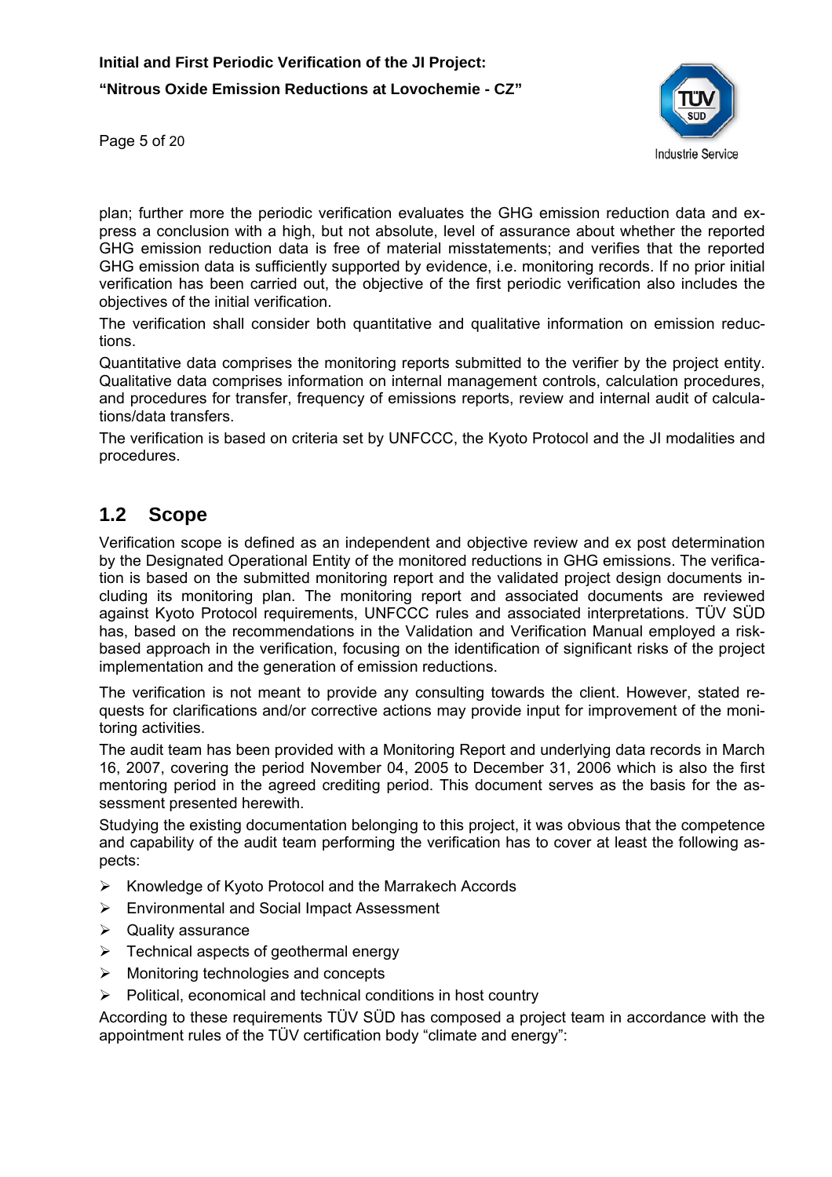plan; further more the periodic verification evaluates the GHG emission reduction data and express a conclusion with a high, but not absolute, level of assurance about whether the reported GHG emission reduction data is free of material misstatements; and verifies that the reported GHG emission data is sufficiently supported by evidence, i.e. monitoring records. If no prior initial verification has been carried out, the objective of the first periodic verification also includes the objectives of the initial verification.

The verification shall consider both quantitative and qualitative information on emission reductions.

Quantitative data comprises the monitoring reports submitted to the verifier by the project entity. Qualitative data comprises information on internal management controls, calculation procedures, and procedures for transfer, frequency of emissions reports, review and internal audit of calculations/data transfers.

The verification is based on criteria set by UNFCCC, the Kyoto Protocol and the JI modalities and procedures.

## 1.2 Scope

Verification scope is defined as an independent and objective review and ex post determination by the Designated Operational Entity of the monitored reductions in GHG emissions. The verification is based on the submitted monitoring report and the validated project design documents including its monitoring plan. The monitoring report and associated documents are reviewed against Kyoto Protocol requirements, UNFCCC rules and associated interpretations. TÜV SÜD has, based on the recommendations in the Validation and Verification Manual employed a risk-based approach in the verification, focusing on the identification of significant risks of the project implementation and the generation of emission reductions.

The verification is not meant to provide any consulting towards the client. However, stated requests for clarifications and/or corrective actions may provide input for improvement of the monitoring activities.

The audit team has been provided with a Monitoring Report and underlying data records in March 16, 2007, covering the period November 04, 2005 to December 31, 2006 which is also the first mentoring period in the agreed crediting period. This document serves as the basis for the assessment presented herewith.

Studying the existing documentation belonging to this project, it was obvious that the competence and capability of the audit team performing the verification has to cover at least the following aspects:

- Knowledge of Kyoto Protocol and the Marrakech Accords
- Environmental and Social Impact Assessment
- Quality assurance
- Technical aspects of geothermal energy
- Monitoring technologies and concepts
- Political, economical and technical conditions in host country

According to these requirements TÜV SÜD has composed a project team in accordance with the appointment rules of the TÜV certification body "climate and energy":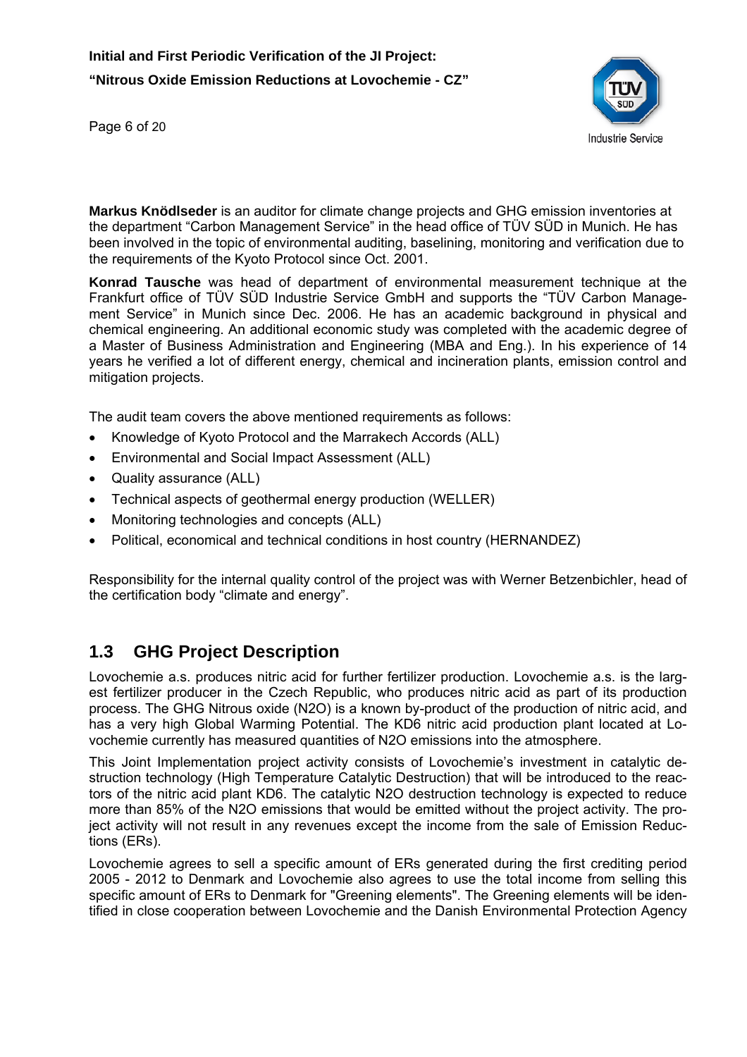**Markus Knödlseder** is an auditor for climate change projects and GHG emission inventories at the department "Carbon Management Service" in the head office of TÜV SÜD in Munich. He has been involved in the topic of environmental auditing, baselining, monitoring and verification due to the requirements of the Kyoto Protocol since Oct. 2001.

**Konrad Tausche** was head of department of environmental measurement technique at the Frankfurt office of TÜV SÜD Industrie Service GmbH and supports the "TÜV Carbon Management Service" in Munich since Dec. 2006. He has an academic background in physical and chemical engineering. An additional economic study was completed with the academic degree of a Master of Business Administration and Engineering (MBA and Eng.). In his experience of 14 years he verified a lot of different energy, chemical and incineration plants, emission control and mitigation projects.

The audit team covers the above mentioned requirements as follows:

- Knowledge of Kyoto Protocol and the Marrakech Accords (ALL)
- Environmental and Social Impact Assessment (ALL)
- Quality assurance (ALL)
- Technical aspects of geothermal energy production (WELLER)
- Monitoring technologies and concepts (ALL)
- Political, economical and technical conditions in host country (HERNANDEZ)

Responsibility for the internal quality control of the project was with Werner Betzenbichler, head of the certification body "climate and energy".

## 1.3 GHG Project Description

Lovochemie a.s. produces nitric acid for further fertilizer production. Lovochemie a.s. is the largest fertilizer producer in the Czech Republic, who produces nitric acid as part of its production process. The GHG Nitrous oxide ($N_2O$) is a known by-product of the production of nitric acid, and has a very high Global Warming Potential. The KD6 nitric acid production plant located at Lovochemie currently has measured quantities of $N_2O$ emissions into the atmosphere.

This Joint Implementation project activity consists of Lovochemie's investment in catalytic destruction technology (High Temperature Catalytic Destruction) that will be introduced to the reactors of the nitric acid plant KD6. The catalytic $N_2O$ destruction technology is expected to reduce more than 85% of the $N_2O$ emissions that would be emitted without the project activity. The project activity will not result in any revenues except the income from the sale of Emission Reductions (ERs).

Lovochemie agrees to sell a specific amount of ERs generated during the first crediting period 2005 - 2012 to Denmark and Lovochemie also agrees to use the total income from selling this specific amount of ERs to Denmark for "Greening elements". The Greening elements will be identified in close cooperation between Lovochemie and the Danish Environmental Protection Agency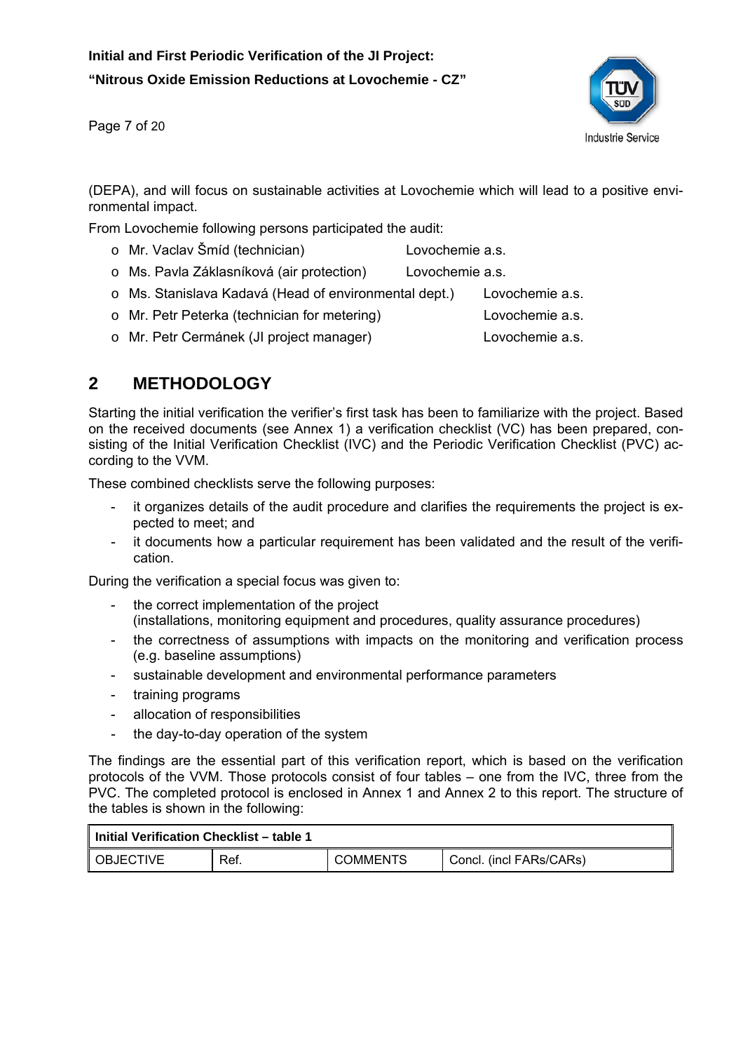(DEPA), and will focus on sustainable activities at Lovochemie which will lead to a positive environmental impact.

From Lovochemie following persons participated the audit:

- Mr. Vaclav Šmíd (technician) Lovochemie a.s.
- Ms. Pavla Záklasníková (air protection) Lovochemie a.s.
- Ms. Stanislava Kadavá (Head of environmental dept.) Lovochemie a.s.
- Mr. Petr Peterka (technician for metering) Lovochemie a.s.
- Mr. Petr Cermánek (JI project manager) Lovochemie a.s.

## 2 METHODOLOGY

Starting the initial verification the verifier's first task has been to familiarize with the project. Based on the received documents (see Annex 1) a verification checklist (VC) has been prepared, consisting of the Initial Verification Checklist (IVC) and the Periodic Verification Checklist (PVC) according to the VVM.

These combined checklists serve the following purposes:

- it organizes details of the audit procedure and clarifies the requirements the project is expected to meet; and
- it documents how a particular requirement has been validated and the result of the verification.

During the verification a special focus was given to:

- the correct implementation of the project (installations, monitoring equipment and procedures, quality assurance procedures)
- the correctness of assumptions with impacts on the monitoring and verification process (e.g. baseline assumptions)
- sustainable development and environmental performance parameters
- training programs
- allocation of responsibilities
- the day-to-day operation of the system

The findings are the essential part of this verification report, which is based on the verification protocols of the VVM. Those protocols consist of four tables – one from the IVC, three from the PVC. The completed protocol is enclosed in Annex 1 and Annex 2 to this report. The structure of the tables is shown in the following:

| **Initial Verification Checklist – table 1** | | | |
|---|---|---|---|
| OBJECTIVE | Ref. | COMMENTS | Concl. (incl FARs/CARs) |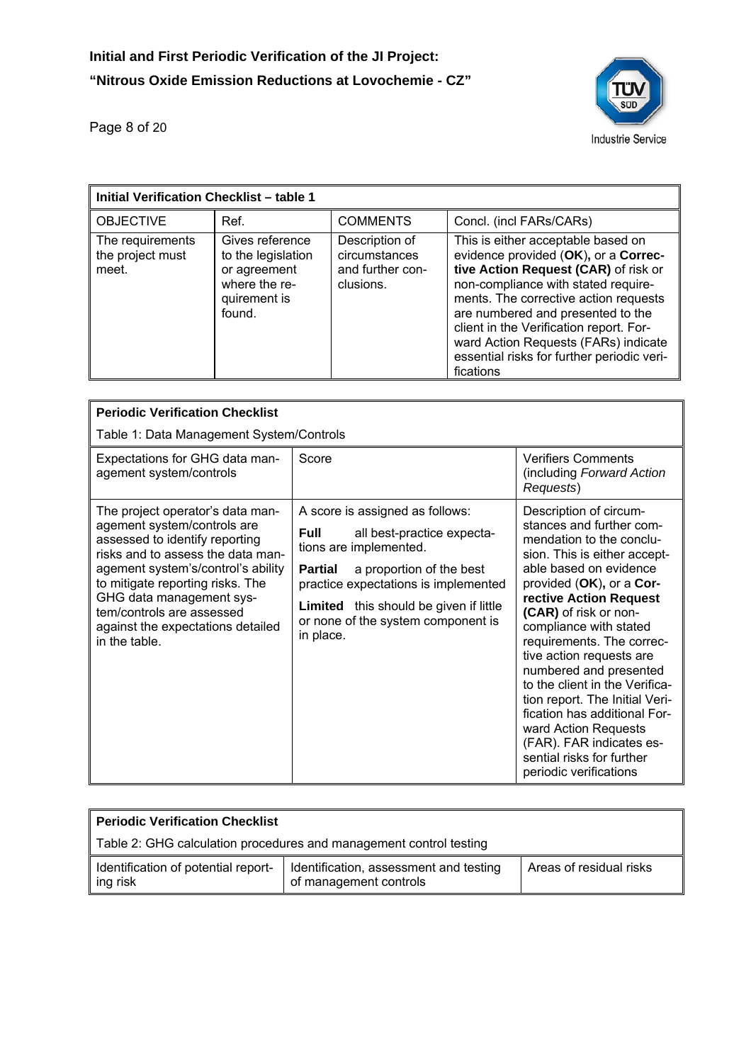| **Initial Verification Checklist – table 1** | | | |
|---|---|---|---|
| OBJECTIVE | Ref. | COMMENTS | Concl. (incl FARs/CARs) |
| The requirements the project must meet. | Gives reference to the legislation or agreement where the requirement is found. | Description of circumstances and further conclusions. | This is either acceptable based on evidence provided (**OK**), or a **Corrective Action Request (CAR)** of risk or non-compliance with stated requirements. The corrective action requests are numbered and presented to the client in the Verification report. Forward Action Requests (FARs) indicate essential risks for further periodic verifications |

| **Periodic Verification Checklist**<br>Table 1: Data Management System/Controls | | |
|---|---|---|
| Expectations for GHG data management system/controls | Score | Verifiers Comments (including *Forward Action Requests*) |
| The project operator's data management system/controls are assessed to identify reporting risks and to assess the data management system's/control's ability to mitigate reporting risks. The GHG data management system/controls are assessed against the expectations detailed in the table. | A score is assigned as follows:<br>**Full** all best-practice expectations are implemented.<br>**Partial** a proportion of the best practice expectations is implemented<br>**Limited** this should be given if little or none of the system component is in place. | Description of circumstances and further commendation to the conclusion. This is either acceptable based on evidence provided (**OK**), or a **Corrective Action Request (CAR)** of risk or non-compliance with stated requirements. The corrective action requests are numbered and presented to the client in the Verification report. The Initial Verification has additional Forward Action Requests (FAR). FAR indicates essential risks for further periodic verifications |

| **Periodic Verification Checklist**<br>Table 2: GHG calculation procedures and management control testing | | |
|---|---|---|
| Identification of potential reporting risk | Identification, assessment and testing of management controls | Areas of residual risks |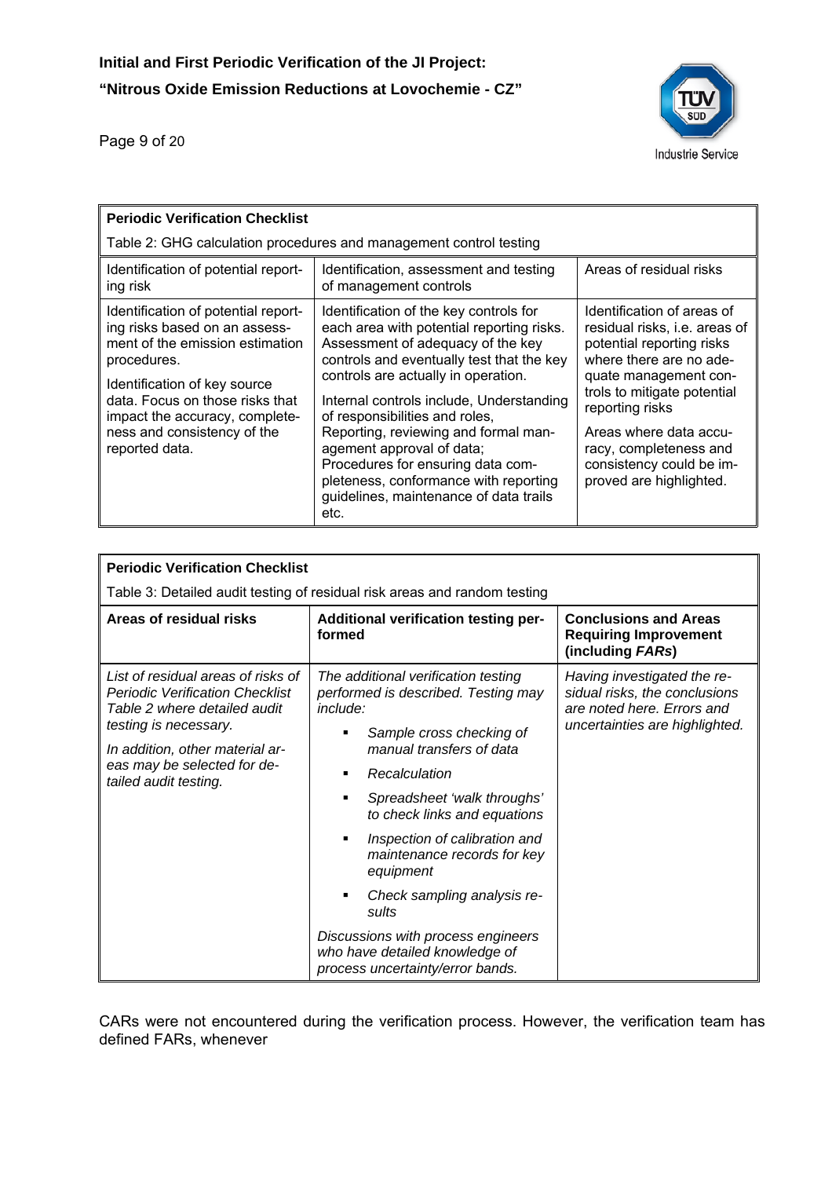| **Periodic Verification Checklist** | | |
|---|---|---|
| Table 2: GHG calculation procedures and management control testing | | |
| Identification of potential reporting risk | Identification, assessment and testing of management controls | Areas of residual risks |
| Identification of potential reporting risks based on an assessment of the emission estimation procedures.<br><br>Identification of key source data. Focus on those risks that impact the accuracy, completeness and consistency of the reported data. | Identification of the key controls for each area with potential reporting risks. Assessment of adequacy of the key controls and eventually test that the key controls are actually in operation.<br><br>Internal controls include, Understanding of responsibilities and roles, Reporting, reviewing and formal management approval of data; Procedures for ensuring data completeness, conformance with reporting guidelines, maintenance of data trails etc. | Identification of areas of residual risks, i.e. areas of potential reporting risks where there are no adequate management controls to mitigate potential reporting risks<br><br>Areas where data accuracy, completeness and consistency could be improved are highlighted. |

| **Periodic Verification Checklist** | | |
|---|---|---|
| Table 3: Detailed audit testing of residual risk areas and random testing | | |
| **Areas of residual risks** | **Additional verification testing performed** | **Conclusions and Areas Requiring Improvement (including *FARs*)** |
| *List of residual areas of risks of Periodic Verification Checklist Table 2 where detailed audit testing is necessary.*<br><br>*In addition, other material areas may be selected for detailed audit testing.* | *The additional verification testing performed is described. Testing may include:*<br><br>▪ *Sample cross checking of manual transfers of data*<br>▪ *Recalculation*<br>▪ *Spreadsheet 'walk throughs' to check links and equations*<br>▪ *Inspection of calibration and maintenance records for key equipment*<br>▪ *Check sampling analysis results*<br><br>*Discussions with process engineers who have detailed knowledge of process uncertainty/error bands.* | *Having investigated the residual risks, the conclusions are noted here. Errors and uncertainties are highlighted.* |

CARs were not encountered during the verification process. However, the verification team has defined FARs, whenever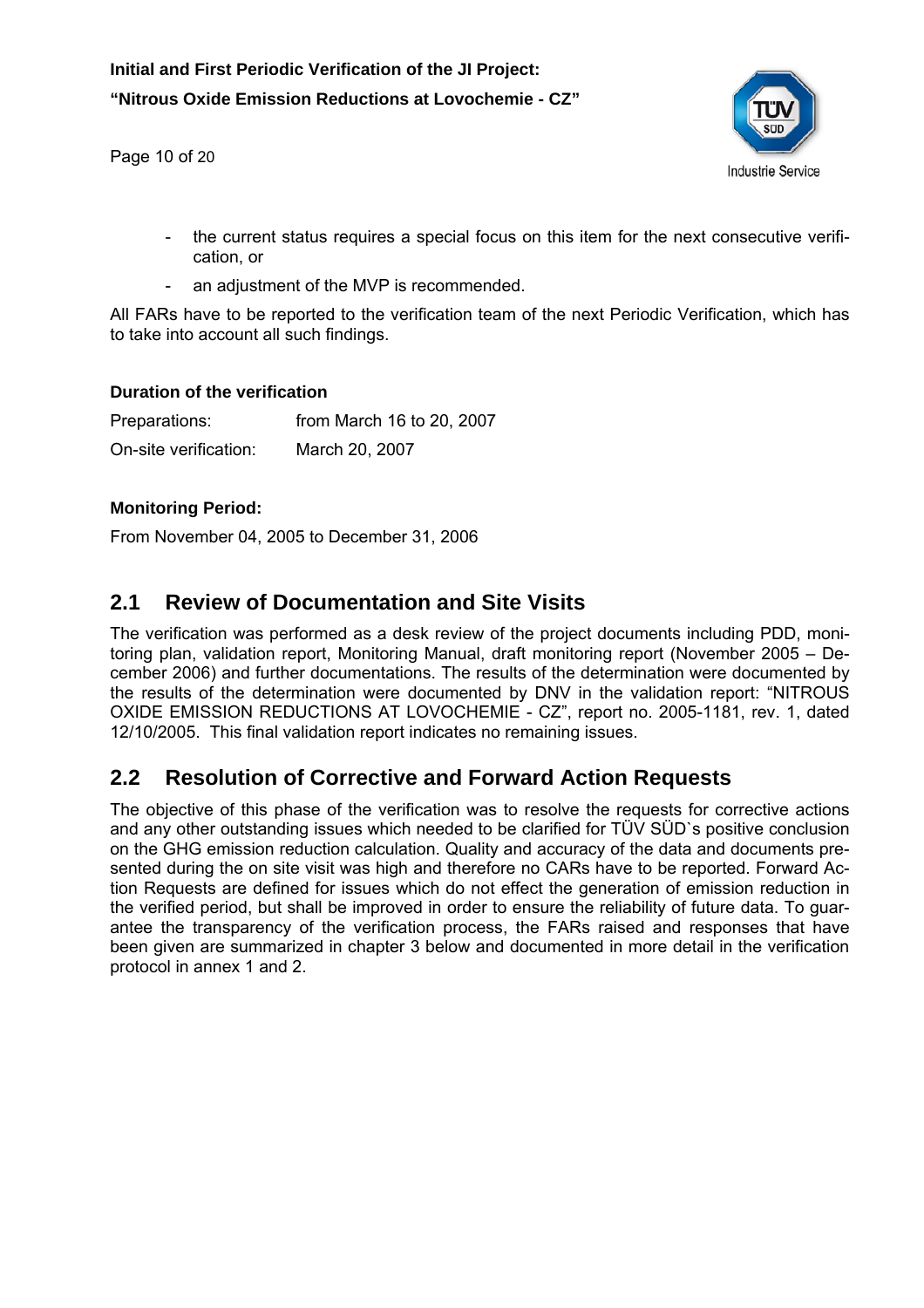- the current status requires a special focus on this item for the next consecutive verification, or
- an adjustment of the MVP is recommended.

All FARs have to be reported to the verification team of the next Periodic Verification, which has to take into account all such findings.

**Duration of the verification**

Preparations: from March 16 to 20, 2007

On-site verification: March 20, 2007

**Monitoring Period:**

From November 04, 2005 to December 31, 2006

## 2.1 Review of Documentation and Site Visits

The verification was performed as a desk review of the project documents including PDD, monitoring plan, validation report, Monitoring Manual, draft monitoring report (November 2005 – December 2006) and further documentations. The results of the determination were documented by the results of the determination were documented by DNV in the validation report: "NITROUS OXIDE EMISSION REDUCTIONS AT LOVOCHEMIE - CZ", report no. 2005-1181, rev. 1, dated 12/10/2005. This final validation report indicates no remaining issues.

## 2.2 Resolution of Corrective and Forward Action Requests

The objective of this phase of the verification was to resolve the requests for corrective actions and any other outstanding issues which needed to be clarified for TÜV SÜD`s positive conclusion on the GHG emission reduction calculation. Quality and accuracy of the data and documents presented during the on site visit was high and therefore no CARs have to be reported. Forward Action Requests are defined for issues which do not effect the generation of emission reduction in the verified period, but shall be improved in order to ensure the reliability of future data. To guarantee the transparency of the verification process, the FARs raised and responses that have been given are summarized in chapter 3 below and documented in more detail in the verification protocol in annex 1 and 2.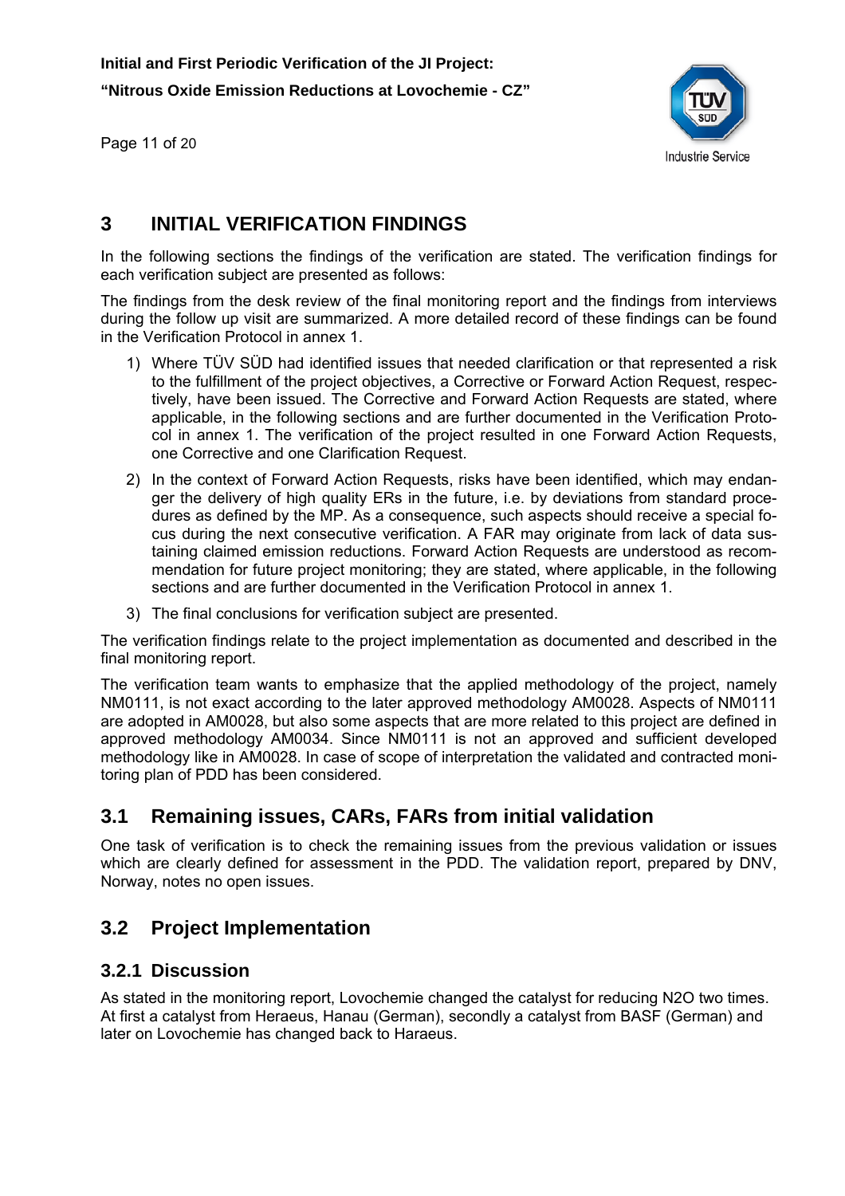## 3 INITIAL VERIFICATION FINDINGS

In the following sections the findings of the verification are stated. The verification findings for each verification subject are presented as follows:

The findings from the desk review of the final monitoring report and the findings from interviews during the follow up visit are summarized. A more detailed record of these findings can be found in the Verification Protocol in annex 1.

1) Where TÜV SÜD had identified issues that needed clarification or that represented a risk to the fulfillment of the project objectives, a Corrective or Forward Action Request, respectively, have been issued. The Corrective and Forward Action Requests are stated, where applicable, in the following sections and are further documented in the Verification Protocol in annex 1. The verification of the project resulted in one Forward Action Requests, one Corrective and one Clarification Request.

2) In the context of Forward Action Requests, risks have been identified, which may endanger the delivery of high quality ERs in the future, i.e. by deviations from standard procedures as defined by the MP. As a consequence, such aspects should receive a special focus during the next consecutive verification. A FAR may originate from lack of data sustaining claimed emission reductions. Forward Action Requests are understood as recommendation for future project monitoring; they are stated, where applicable, in the following sections and are further documented in the Verification Protocol in annex 1.

3) The final conclusions for verification subject are presented.

The verification findings relate to the project implementation as documented and described in the final monitoring report.

The verification team wants to emphasize that the applied methodology of the project, namely NM0111, is not exact according to the later approved methodology AM0028. Aspects of NM0111 are adopted in AM0028, but also some aspects that are more related to this project are defined in approved methodology AM0034. Since NM0111 is not an approved and sufficient developed methodology like in AM0028. In case of scope of interpretation the validated and contracted monitoring plan of PDD has been considered.

## 3.1 Remaining issues, CARs, FARs from initial validation

One task of verification is to check the remaining issues from the previous validation or issues which are clearly defined for assessment in the PDD. The validation report, prepared by DNV, Norway, notes no open issues.

## 3.2 Project Implementation

### 3.2.1 Discussion

As stated in the monitoring report, Lovochemie changed the catalyst for reducing N2O two times. At first a catalyst from Heraeus, Hanau (German), secondly a catalyst from BASF (German) and later on Lovochemie has changed back to Haraeus.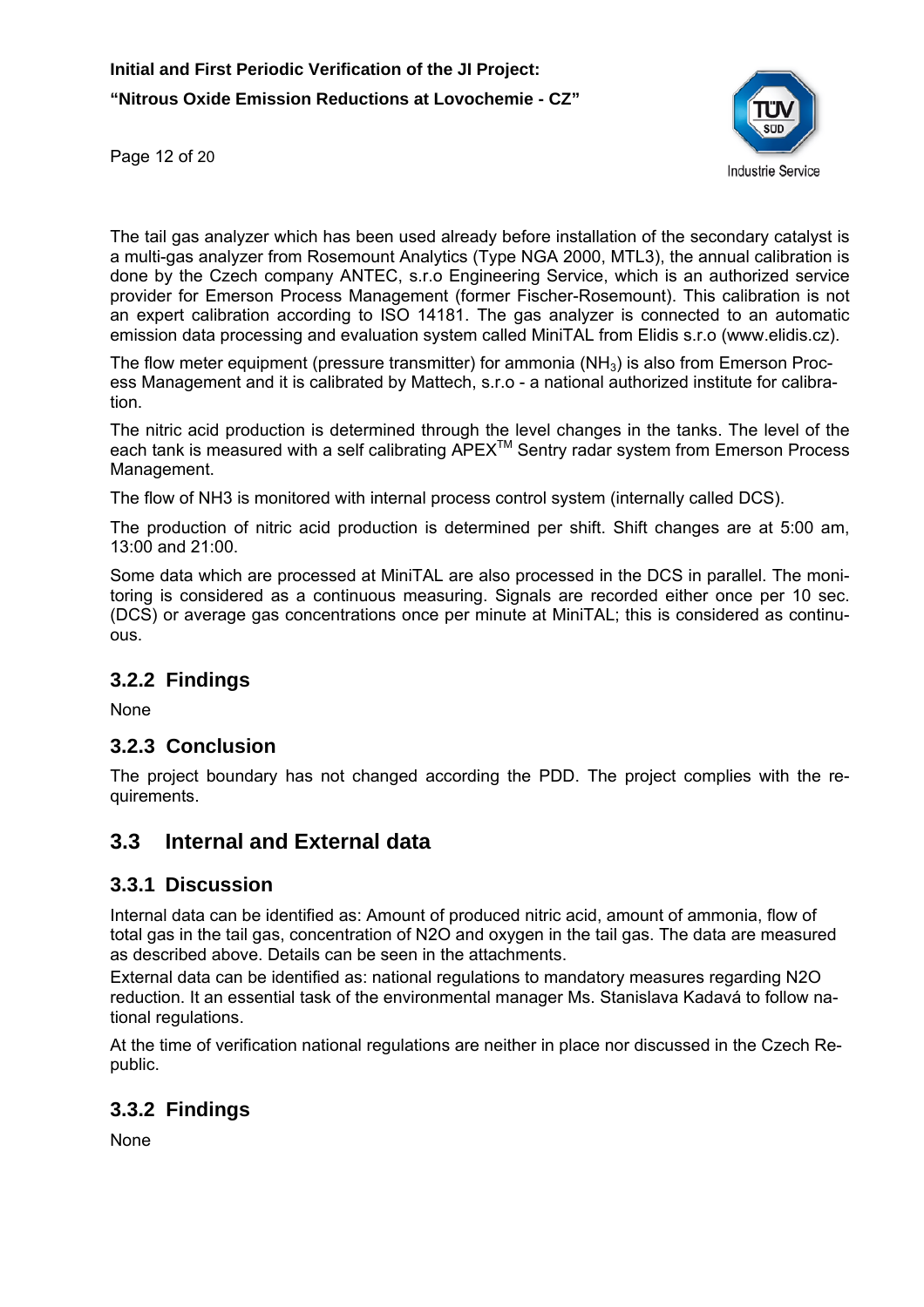The tail gas analyzer which has been used already before installation of the secondary catalyst is a multi-gas analyzer from Rosemount Analytics (Type NGA 2000, MTL3), the annual calibration is done by the Czech company ANTEC, s.r.o Engineering Service, which is an authorized service provider for Emerson Process Management (former Fischer-Rosemount). This calibration is not an expert calibration according to ISO 14181. The gas analyzer is connected to an automatic emission data processing and evaluation system called MiniTAL from Elidis s.r.o (www.elidis.cz).

The flow meter equipment (pressure transmitter) for ammonia ($NH_3$) is also from Emerson Process Management and it is calibrated by Mattech, s.r.o - a national authorized institute for calibration.

The nitric acid production is determined through the level changes in the tanks. The level of the each tank is measured with a self calibrating APEX[TM] Sentry radar system from Emerson Process Management.

The flow of NH3 is monitored with internal process control system (internally called DCS).

The production of nitric acid production is determined per shift. Shift changes are at 5:00 am, 13:00 and 21:00.

Some data which are processed at MiniTAL are also processed in the DCS in parallel. The monitoring is considered as a continuous measuring. Signals are recorded either once per 10 sec. (DCS) or average gas concentrations once per minute at MiniTAL; this is considered as continuous.

### 3.2.2 Findings

None

### 3.2.3 Conclusion

The project boundary has not changed according the PDD. The project complies with the requirements.

## 3.3 Internal and External data

### 3.3.1 Discussion

Internal data can be identified as: Amount of produced nitric acid, amount of ammonia, flow of total gas in the tail gas, concentration of N2O and oxygen in the tail gas. The data are measured as described above. Details can be seen in the attachments.

External data can be identified as: national regulations to mandatory measures regarding N2O reduction. It an essential task of the environmental manager Ms. Stanislava Kadavá to follow national regulations.

At the time of verification national regulations are neither in place nor discussed in the Czech Republic.

### 3.3.2 Findings

None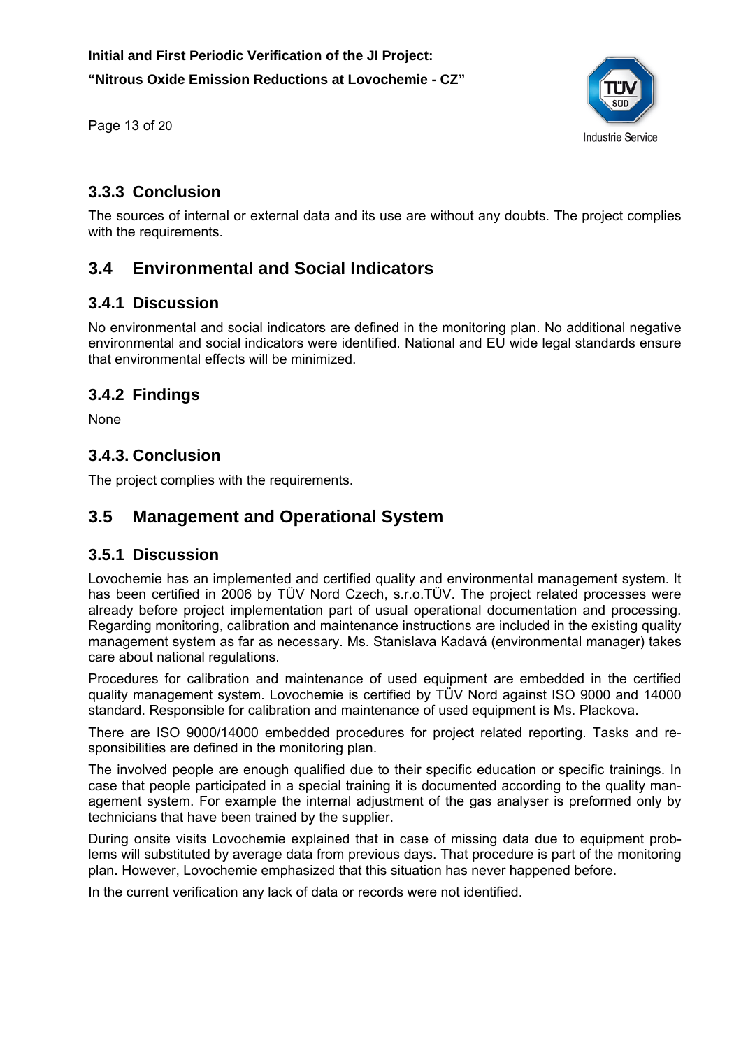### 3.3.3 Conclusion

The sources of internal or external data and its use are without any doubts. The project complies with the requirements.

## 3.4 Environmental and Social Indicators

### 3.4.1 Discussion

No environmental and social indicators are defined in the monitoring plan. No additional negative environmental and social indicators were identified. National and EU wide legal standards ensure that environmental effects will be minimized.

### 3.4.2 Findings

None

### 3.4.3. Conclusion

The project complies with the requirements.

## 3.5 Management and Operational System

### 3.5.1 Discussion

Lovochemie has an implemented and certified quality and environmental management system. It has been certified in 2006 by TÜV Nord Czech, s.r.o.TÜV. The project related processes were already before project implementation part of usual operational documentation and processing. Regarding monitoring, calibration and maintenance instructions are included in the existing quality management system as far as necessary. Ms. Stanislava Kadavá (environmental manager) takes care about national regulations.

Procedures for calibration and maintenance of used equipment are embedded in the certified quality management system. Lovochemie is certified by TÜV Nord against ISO 9000 and 14000 standard. Responsible for calibration and maintenance of used equipment is Ms. Plackova.

There are ISO 9000/14000 embedded procedures for project related reporting. Tasks and responsibilities are defined in the monitoring plan.

The involved people are enough qualified due to their specific education or specific trainings. In case that people participated in a special training it is documented according to the quality management system. For example the internal adjustment of the gas analyser is preformed only by technicians that have been trained by the supplier.

During onsite visits Lovochemie explained that in case of missing data due to equipment problems will substituted by average data from previous days. That procedure is part of the monitoring plan. However, Lovochemie emphasized that this situation has never happened before.

In the current verification any lack of data or records were not identified.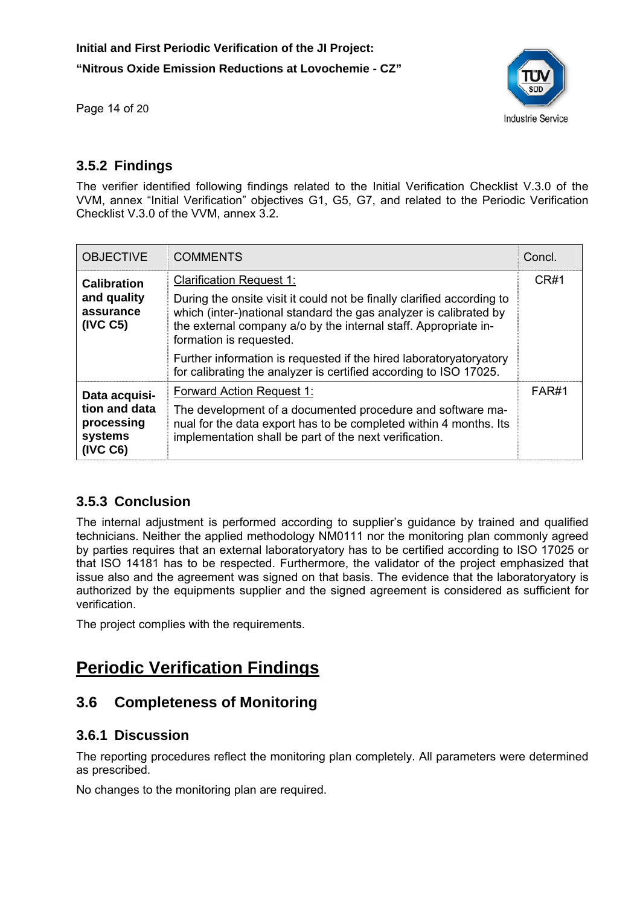### 3.5.2 Findings

The verifier identified following findings related to the Initial Verification Checklist V.3.0 of the VVM, annex "Initial Verification" objectives G1, G5, G7, and related to the Periodic Verification Checklist V.3.0 of the VVM, annex 3.2.

| OBJECTIVE | COMMENTS | Concl. |
|---|---|---|
| **Calibration and quality assurance (IVC C5)** | Clarification Request 1:<br>During the onsite visit it could not be finally clarified according to which (inter-)national standard the gas analyzer is calibrated by the external company a/o by the internal staff. Appropriate information is requested.<br>Further information is requested if the hired laboratoryatoryatory for calibrating the analyzer is certified according to ISO 17025. | CR#1 |
| **Data acquisition and data processing systems (IVC C6)** | Forward Action Request 1:<br>The development of a documented procedure and software manual for the data export has to be completed within 4 months. Its implementation shall be part of the next verification. | FAR#1 |

### 3.5.3 Conclusion

The internal adjustment is performed according to supplier's guidance by trained and qualified technicians. Neither the applied methodology NM0111 nor the monitoring plan commonly agreed by parties requires that an external laboratoryatory has to be certified according to ISO 17025 or that ISO 14181 has to be respected. Furthermore, the validator of the project emphasized that issue also and the agreement was signed on that basis. The evidence that the laboratoryatory is authorized by the equipments supplier and the signed agreement is considered as sufficient for verification.

The project complies with the requirements.

# Periodic Verification Findings

## 3.6 Completeness of Monitoring

### 3.6.1 Discussion

The reporting procedures reflect the monitoring plan completely. All parameters were determined as prescribed.

No changes to the monitoring plan are required.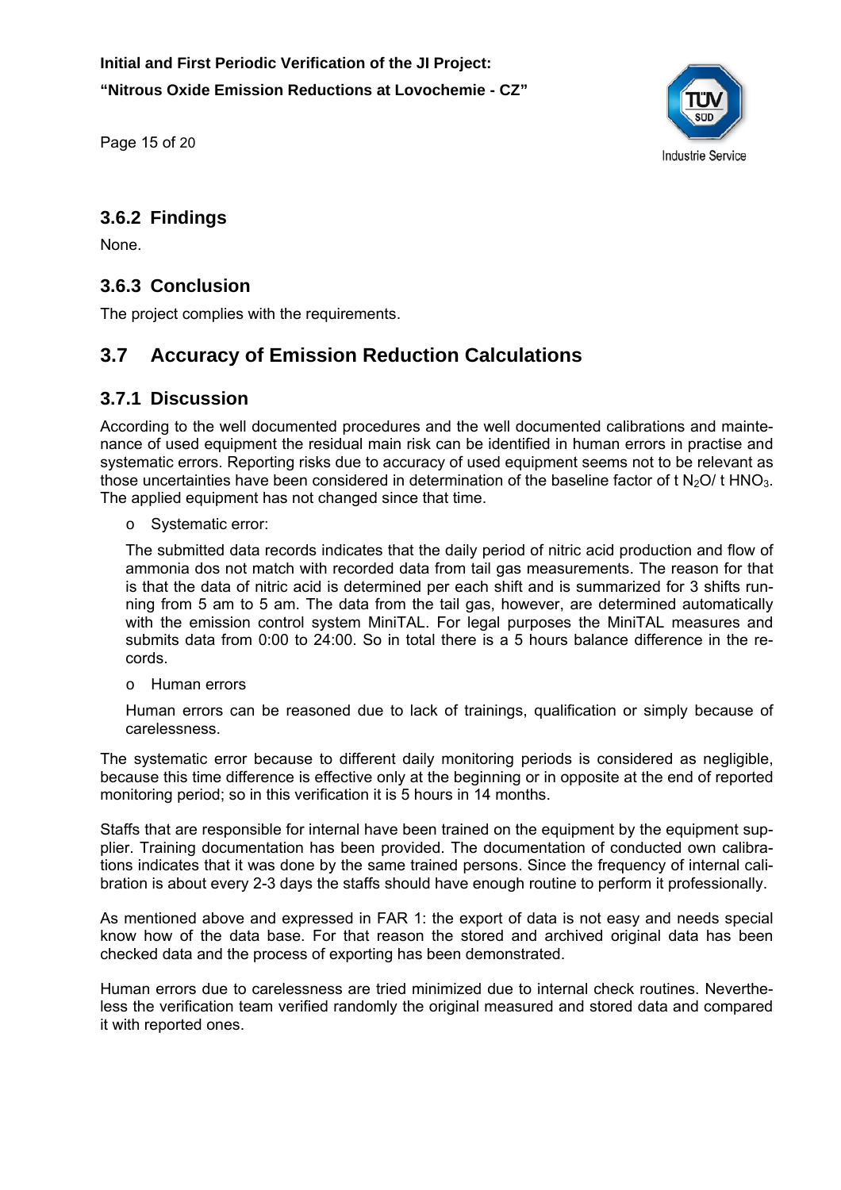### 3.6.2 Findings

None.

### 3.6.3 Conclusion

The project complies with the requirements.

## 3.7 Accuracy of Emission Reduction Calculations

### 3.7.1 Discussion

According to the well documented procedures and the well documented calibrations and maintenance of used equipment the residual main risk can be identified in human errors in practise and systematic errors. Reporting risks due to accuracy of used equipment seems not to be relevant as those uncertainties have been considered in determination of the baseline factor of t $N_2O$/ t $HNO_3$. The applied equipment has not changed since that time.

- Systematic error:

  The submitted data records indicates that the daily period of nitric acid production and flow of ammonia dos not match with recorded data from tail gas measurements. The reason for that is that the data of nitric acid is determined per each shift and is summarized for 3 shifts running from 5 am to 5 am. The data from the tail gas, however, are determined automatically with the emission control system MiniTAL. For legal purposes the MiniTAL measures and submits data from 0:00 to 24:00. So in total there is a 5 hours balance difference in the records.

- Human errors

  Human errors can be reasoned due to lack of trainings, qualification or simply because of carelessness.

The systematic error because to different daily monitoring periods is considered as negligible, because this time difference is effective only at the beginning or in opposite at the end of reported monitoring period; so in this verification it is 5 hours in 14 months.

Staffs that are responsible for internal have been trained on the equipment by the equipment supplier. Training documentation has been provided. The documentation of conducted own calibrations indicates that it was done by the same trained persons. Since the frequency of internal calibration is about every 2-3 days the staffs should have enough routine to perform it professionally.

As mentioned above and expressed in FAR 1: the export of data is not easy and needs special know how of the data base. For that reason the stored and archived original data has been checked data and the process of exporting has been demonstrated.

Human errors due to carelessness are tried minimized due to internal check routines. Nevertheless the verification team verified randomly the original measured and stored data and compared it with reported ones.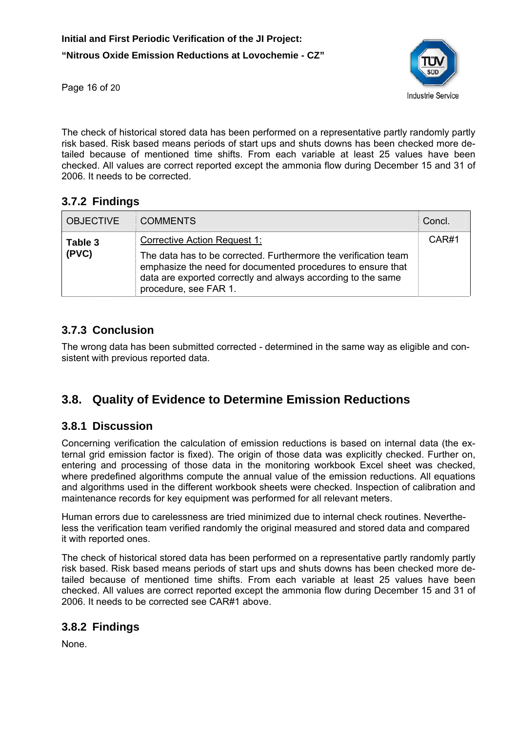The check of historical stored data has been performed on a representative partly randomly partly risk based. Risk based means periods of start ups and shuts downs has been checked more detailed because of mentioned time shifts. From each variable at least 25 values have been checked. All values are correct reported except the ammonia flow during December 15 and 31 of 2006. It needs to be corrected.

### 3.7.2 Findings

| OBJECTIVE | COMMENTS | Concl. |
|---|---|---|
| **Table 3 (PVC)** | Corrective Action Request 1:<br>The data has to be corrected. Furthermore the verification team emphasize the need for documented procedures to ensure that data are exported correctly and always according to the same procedure, see FAR 1. | CAR#1 |

### 3.7.3 Conclusion

The wrong data has been submitted corrected - determined in the same way as eligible and consistent with previous reported data.

## 3.8. Quality of Evidence to Determine Emission Reductions

### 3.8.1 Discussion

Concerning verification the calculation of emission reductions is based on internal data (the external grid emission factor is fixed). The origin of those data was explicitly checked. Further on, entering and processing of those data in the monitoring workbook Excel sheet was checked, where predefined algorithms compute the annual value of the emission reductions. All equations and algorithms used in the different workbook sheets were checked. Inspection of calibration and maintenance records for key equipment was performed for all relevant meters.

Human errors due to carelessness are tried minimized due to internal check routines. Nevertheless the verification team verified randomly the original measured and stored data and compared it with reported ones.

The check of historical stored data has been performed on a representative partly randomly partly risk based. Risk based means periods of start ups and shuts downs has been checked more detailed because of mentioned time shifts. From each variable at least 25 values have been checked. All values are correct reported except the ammonia flow during December 15 and 31 of 2006. It needs to be corrected see CAR#1 above.

### 3.8.2 Findings

None.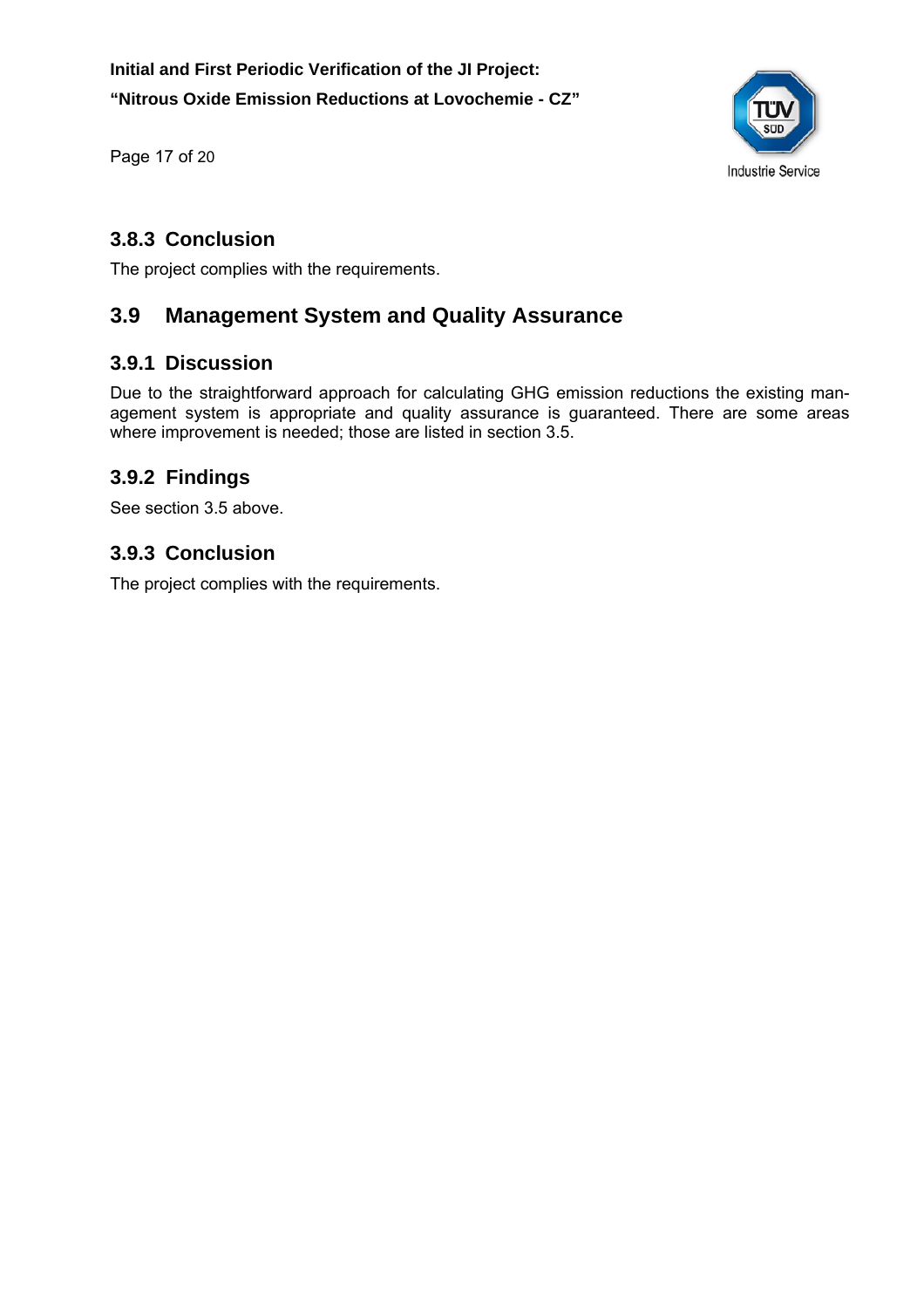### 3.8.3 Conclusion

The project complies with the requirements.

## 3.9 Management System and Quality Assurance

### 3.9.1 Discussion

Due to the straightforward approach for calculating GHG emission reductions the existing management system is appropriate and quality assurance is guaranteed. There are some areas where improvement is needed; those are listed in section 3.5.

### 3.9.2 Findings

See section 3.5 above.

### 3.9.3 Conclusion

The project complies with the requirements.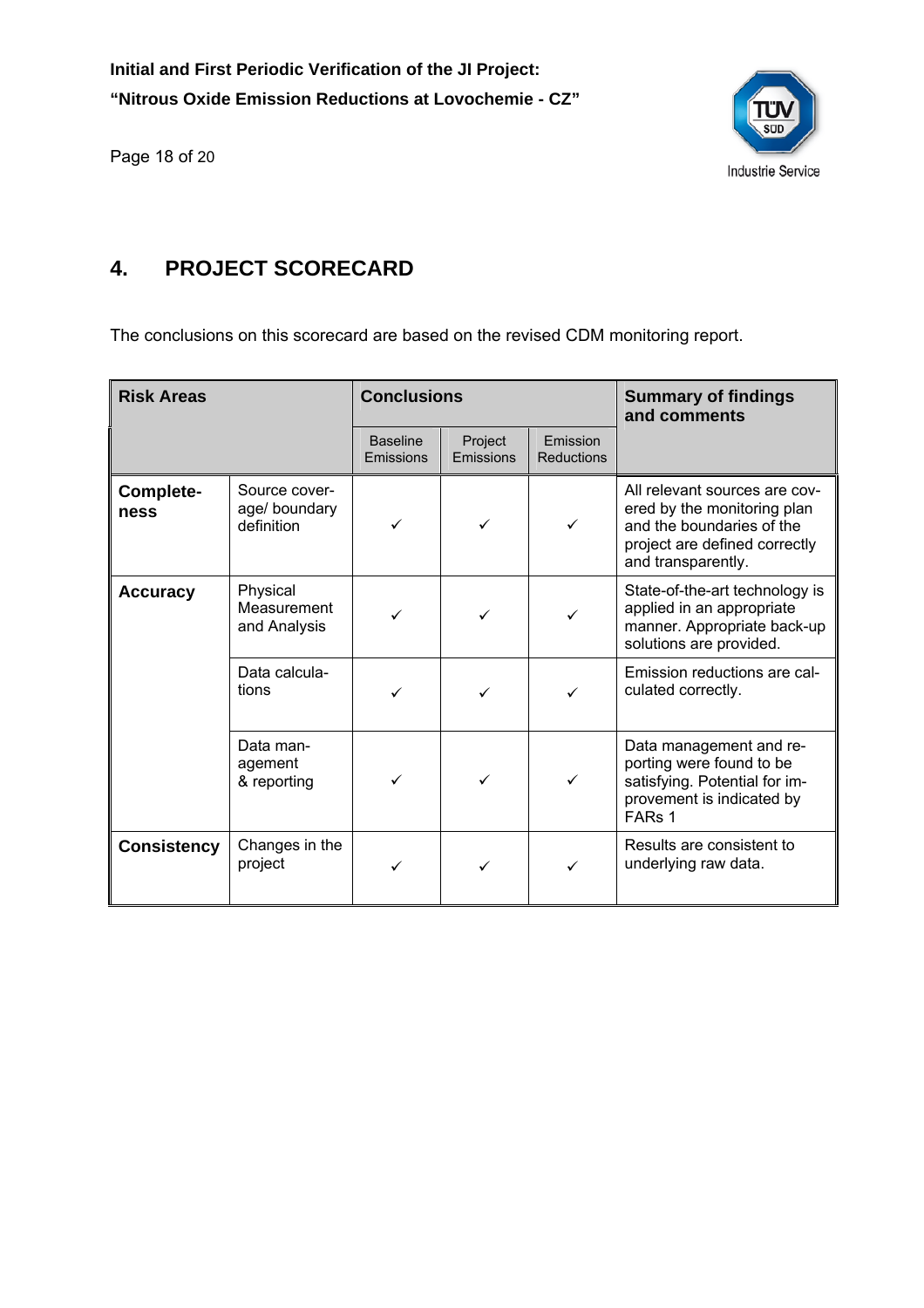## 4. PROJECT SCORECARD

The conclusions on this scorecard are based on the revised CDM monitoring report.

| Risk Areas | | Conclusions | | | Summary of findings and comments |
|---|---|---|---|---|---|
| | | Baseline Emissions | Project Emissions | Emission Reductions | |
| **Completeness** | Source coverage/ boundary definition | ✓ | ✓ | ✓ | All relevant sources are covered by the monitoring plan and the boundaries of the project are defined correctly and transparently. |
| **Accuracy** | Physical Measurement and Analysis | ✓ | ✓ | ✓ | State-of-the-art technology is applied in an appropriate manner. Appropriate back-up solutions are provided. |
| | Data calculations | ✓ | ✓ | ✓ | Emission reductions are calculated correctly. |
| | Data management & reporting | ✓ | ✓ | ✓ | Data management and reporting were found to be satisfying. Potential for improvement is indicated by FARs 1 |
| **Consistency** | Changes in the project | ✓ | ✓ | ✓ | Results are consistent to underlying raw data. |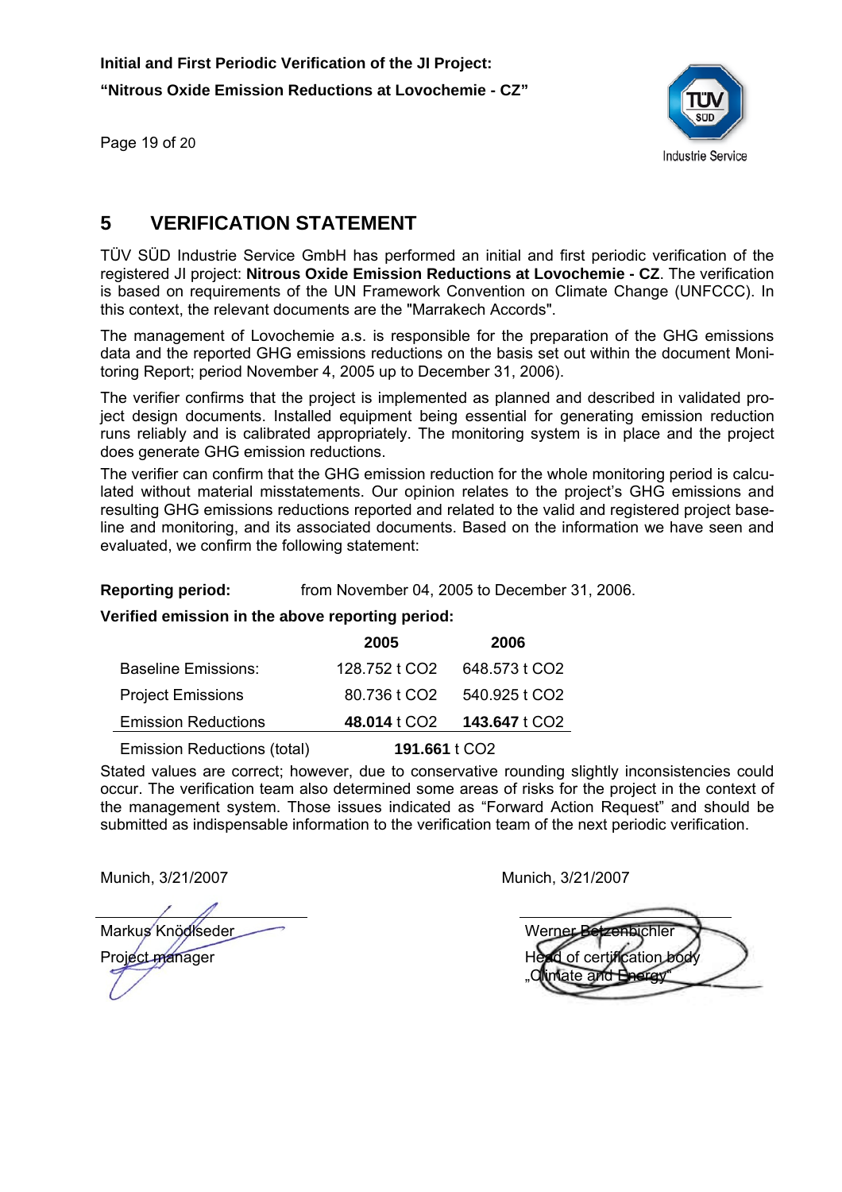## 5 VERIFICATION STATEMENT

TÜV SÜD Industrie Service GmbH has performed an initial and first periodic verification of the registered JI project: **Nitrous Oxide Emission Reductions at Lovochemie - CZ**. The verification is based on requirements of the UN Framework Convention on Climate Change (UNFCCC). In this context, the relevant documents are the "Marrakech Accords".

The management of Lovochemie a.s. is responsible for the preparation of the GHG emissions data and the reported GHG emissions reductions on the basis set out within the document Monitoring Report; period November 4, 2005 up to December 31, 2006).

The verifier confirms that the project is implemented as planned and described in validated project design documents. Installed equipment being essential for generating emission reduction runs reliably and is calibrated appropriately. The monitoring system is in place and the project does generate GHG emission reductions.

The verifier can confirm that the GHG emission reduction for the whole monitoring period is calculated without material misstatements. Our opinion relates to the project's GHG emissions and resulting GHG emissions reductions reported and related to the valid and registered project baseline and monitoring, and its associated documents. Based on the information we have seen and evaluated, we confirm the following statement:

**Reporting period:** from November 04, 2005 to December 31, 2006.

**Verified emission in the above reporting period:**

| | **2005** | **2006** |
|---|---|---|
| Baseline Emissions: | 128.752 t CO2 | 648.573 t CO2 |
| Project Emissions | 80.736 t CO2 | 540.925 t CO2 |
| Emission Reductions | **48.014** t CO2 | **143.647** t CO2 |
| Emission Reductions (total) | **191.661** t CO2 | |

Stated values are correct; however, due to conservative rounding slightly inconsistencies could occur. The verification team also determined some areas of risks for the project in the context of the management system. Those issues indicated as "Forward Action Request" and should be submitted as indispensable information to the verification team of the next periodic verification.

Munich, 3/21/2007

Markus Knödlseder
Project manager

Munich, 3/21/2007

Werner Betzenbichler
Head of certification body
„Climate and Energy"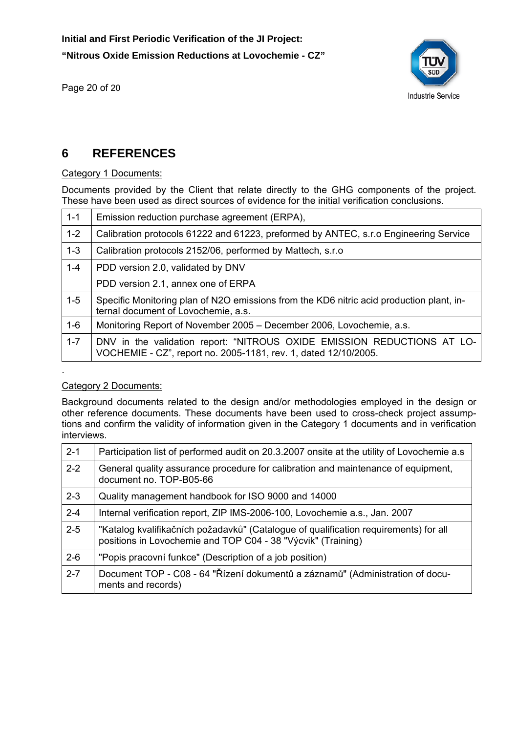## 6 REFERENCES

Category 1 Documents:

Documents provided by the Client that relate directly to the GHG components of the project. These have been used as direct sources of evidence for the initial verification conclusions.

| | |
|---|---|
| 1-1 | Emission reduction purchase agreement (ERPA), |
| 1-2 | Calibration protocols 61222 and 61223, preformed by ANTEC, s.r.o Engineering Service |
| 1-3 | Calibration protocols 2152/06, performed by Mattech, s.r.o |
| 1-4 | PDD version 2.0, validated by DNV<br>PDD version 2.1, annex one of ERPA |
| 1-5 | Specific Monitoring plan of N2O emissions from the KD6 nitric acid production plant, internal document of Lovochemie, a.s. |
| 1-6 | Monitoring Report of November 2005 – December 2006, Lovochemie, a.s. |
| 1-7 | DNV in the validation report: "NITROUS OXIDE EMISSION REDUCTIONS AT LOVOCHEMIE - CZ", report no. 2005-1181, rev. 1, dated 12/10/2005. |

.

Category 2 Documents:

Background documents related to the design and/or methodologies employed in the design or other reference documents. These documents have been used to cross-check project assumptions and confirm the validity of information given in the Category 1 documents and in verification interviews.

| | |
|---|---|
| 2-1 | Participation list of performed audit on 20.3.2007 onsite at the utility of Lovochemie a.s |
| 2-2 | General quality assurance procedure for calibration and maintenance of equipment, document no. TOP-B05-66 |
| 2-3 | Quality management handbook for ISO 9000 and 14000 |
| 2-4 | Internal verification report, ZIP IMS-2006-100, Lovochemie a.s., Jan. 2007 |
| 2-5 | "Katalog kvalifikačních požadavků" (Catalogue of qualification requirements) for all positions in Lovochemie and TOP C04 - 38 "Výcvik" (Training) |
| 2-6 | "Popis pracovní funkce" (Description of a job position) |
| 2-7 | Document TOP - C08 - 64 "Řízení dokumentů a záznamů" (Administration of documents and records) |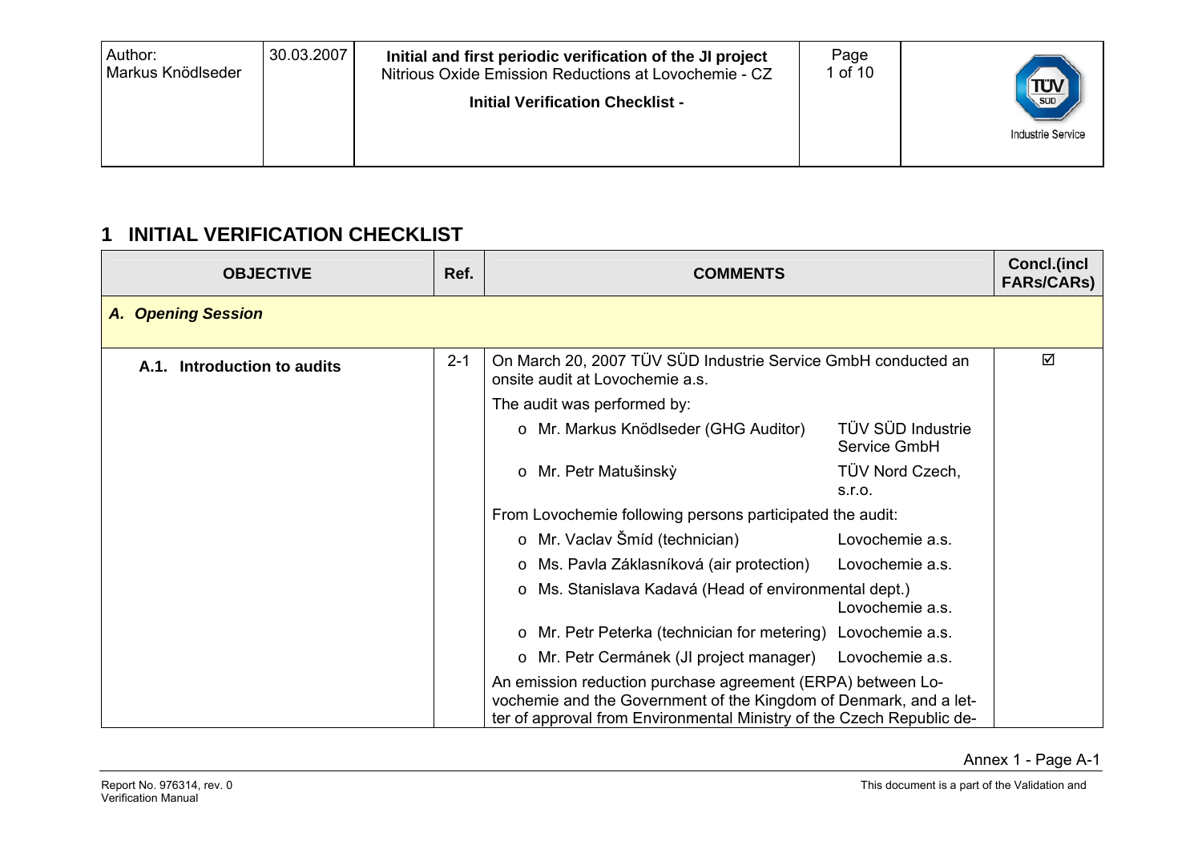# 1 INITIAL VERIFICATION CHECKLIST

| OBJECTIVE | Ref. | COMMENTS | Concl.(incl FARs/CARs) |
|---|---|---|---|
| ***A. Opening Session*** | | | |
| **A.1. Introduction to audits** | 2-1 | On March 20, 2007 TÜV SÜD Industrie Service GmbH conducted an onsite audit at Lovochemie a.s.<br>The audit was performed by:<br>o Mr. Markus Knödlseder (GHG Auditor) — TÜV SÜD Industrie Service GmbH<br>o Mr. Petr Matušinskỳ — TÜV Nord Czech, s.r.o.<br>From Lovochemie following persons participated the audit:<br>o Mr. Vaclav Šmíd (technician) — Lovochemie a.s.<br>o Ms. Pavla Záklasníková (air protection) — Lovochemie a.s.<br>o Ms. Stanislava Kadavá (Head of environmental dept.) — Lovochemie a.s.<br>o Mr. Petr Peterka (technician for metering) — Lovochemie a.s.<br>o Mr. Petr Cermánek (JI project manager) — Lovochemie a.s.<br>An emission reduction purchase agreement (ERPA) between Lovochemie and the Government of the Kingdom of Denmark, and a letter of approval from Environmental Ministry of the Czech Republic de- | ☑ |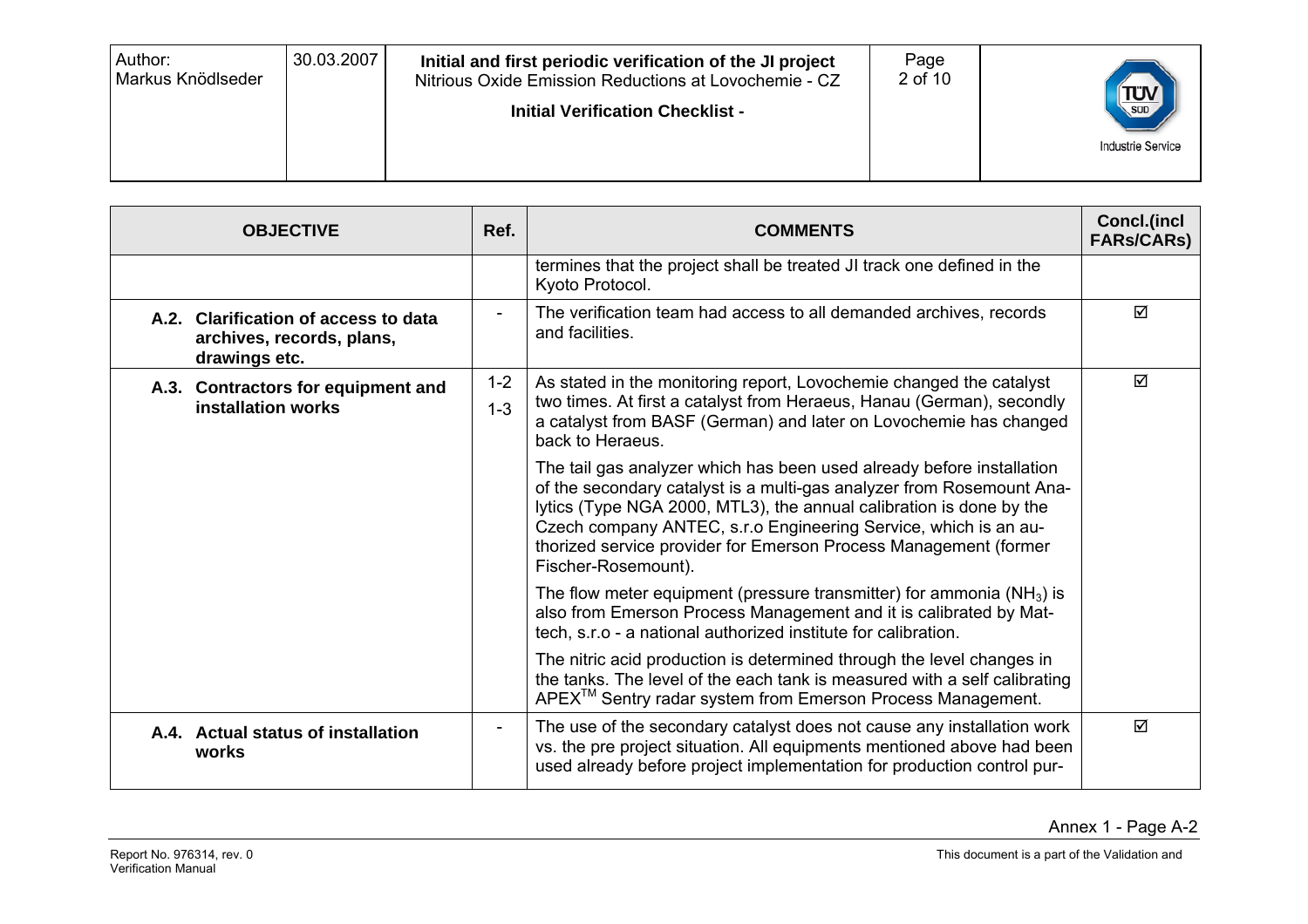| OBJECTIVE | Ref. | COMMENTS | Concl.(incl FARs/CARs) |
|---|---|---|---|
| | | termines that the project shall be treated JI track one defined in the Kyoto Protocol. | |
| **A.2. Clarification of access to data archives, records, plans, drawings etc.** | - | The verification team had access to all demanded archives, records and facilities. | ☑ |
| **A.3. Contractors for equipment and installation works** | 1-2<br>1-3 | As stated in the monitoring report, Lovochemie changed the catalyst two times. At first a catalyst from Heraeus, Hanau (German), secondly a catalyst from BASF (German) and later on Lovochemie has changed back to Heraeus.<br><br>The tail gas analyzer which has been used already before installation of the secondary catalyst is a multi-gas analyzer from Rosemount Analytics (Type NGA 2000, MTL3), the annual calibration is done by the Czech company ANTEC, s.r.o Engineering Service, which is an authorized service provider for Emerson Process Management (former Fischer-Rosemount).<br><br>The flow meter equipment (pressure transmitter) for ammonia ($NH_3$) is also from Emerson Process Management and it is calibrated by Mat-tech, s.r.o - a national authorized institute for calibration.<br><br>The nitric acid production is determined through the level changes in the tanks. The level of the each tank is measured with a self calibrating APEX™ Sentry radar system from Emerson Process Management. | ☑ |
| **A.4. Actual status of installation works** | - | The use of the secondary catalyst does not cause any installation work vs. the pre project situation. All equipments mentioned above had been used already before project implementation for production control pur- | ☑ |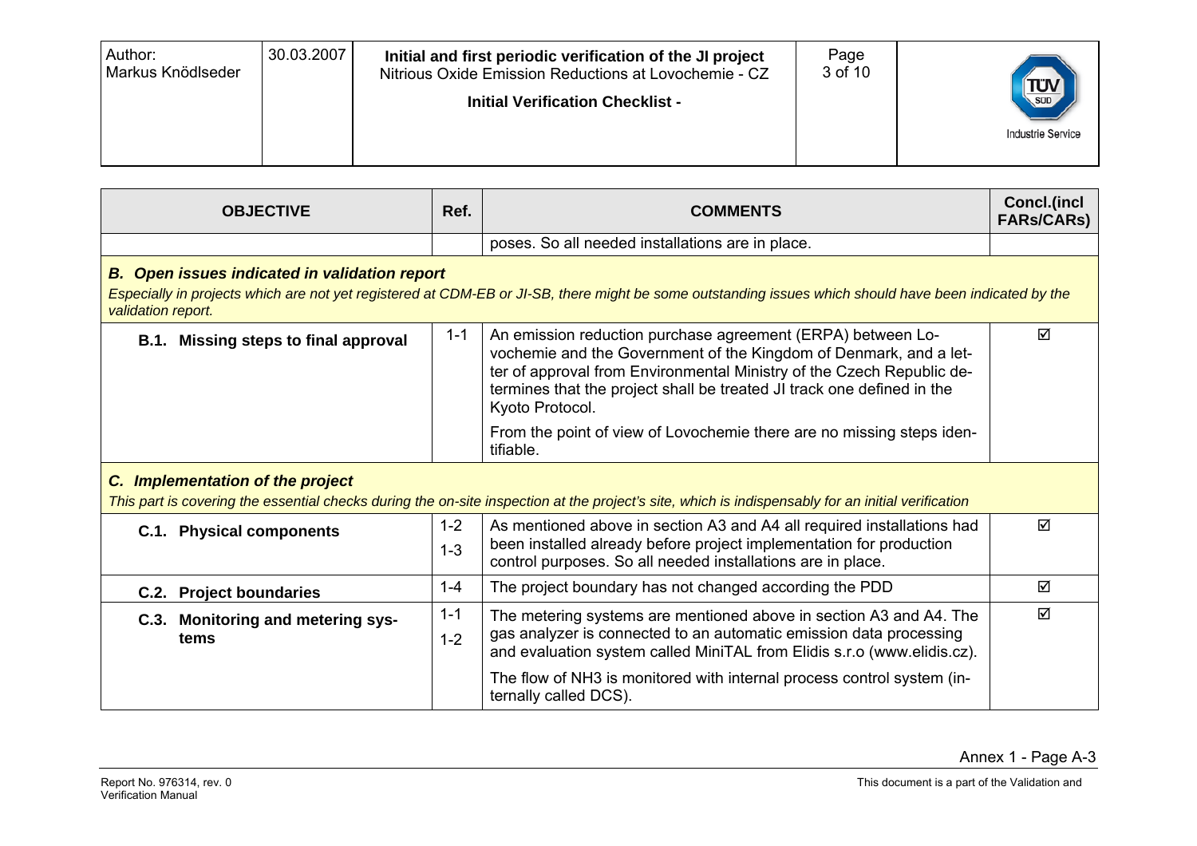| OBJECTIVE | Ref. | COMMENTS | Concl.(incl FARs/CARs) |
|---|---|---|---|
| | | poses. So all needed installations are in place. | |
| ***B. Open issues indicated in validation report*** *Especially in projects which are not yet registered at CDM-EB or JI-SB, there might be some outstanding issues which should have been indicated by the validation report.* | | | |
| **B.1. Missing steps to final approval** | 1-1 | An emission reduction purchase agreement (ERPA) between Lovochemie and the Government of the Kingdom of Denmark, and a letter of approval from Environmental Ministry of the Czech Republic determines that the project shall be treated JI track one defined in the Kyoto Protocol. From the point of view of Lovochemie there are no missing steps identifiable. | ☑ |
| ***C. Implementation of the project*** *This part is covering the essential checks during the on-site inspection at the project's site, which is indispensably for an initial verification* | | | |
| **C.1. Physical components** | 1-2 1-3 | As mentioned above in section A3 and A4 all required installations had been installed already before project implementation for production control purposes. So all needed installations are in place. | ☑ |
| **C.2. Project boundaries** | 1-4 | The project boundary has not changed according the PDD | ☑ |
| **C.3. Monitoring and metering systems** | 1-1 1-2 | The metering systems are mentioned above in section A3 and A4. The gas analyzer is connected to an automatic emission data processing and evaluation system called MiniTAL from Elidis s.r.o (www.elidis.cz). The flow of $NH_3$ is monitored with internal process control system (internally called DCS). | ☑ |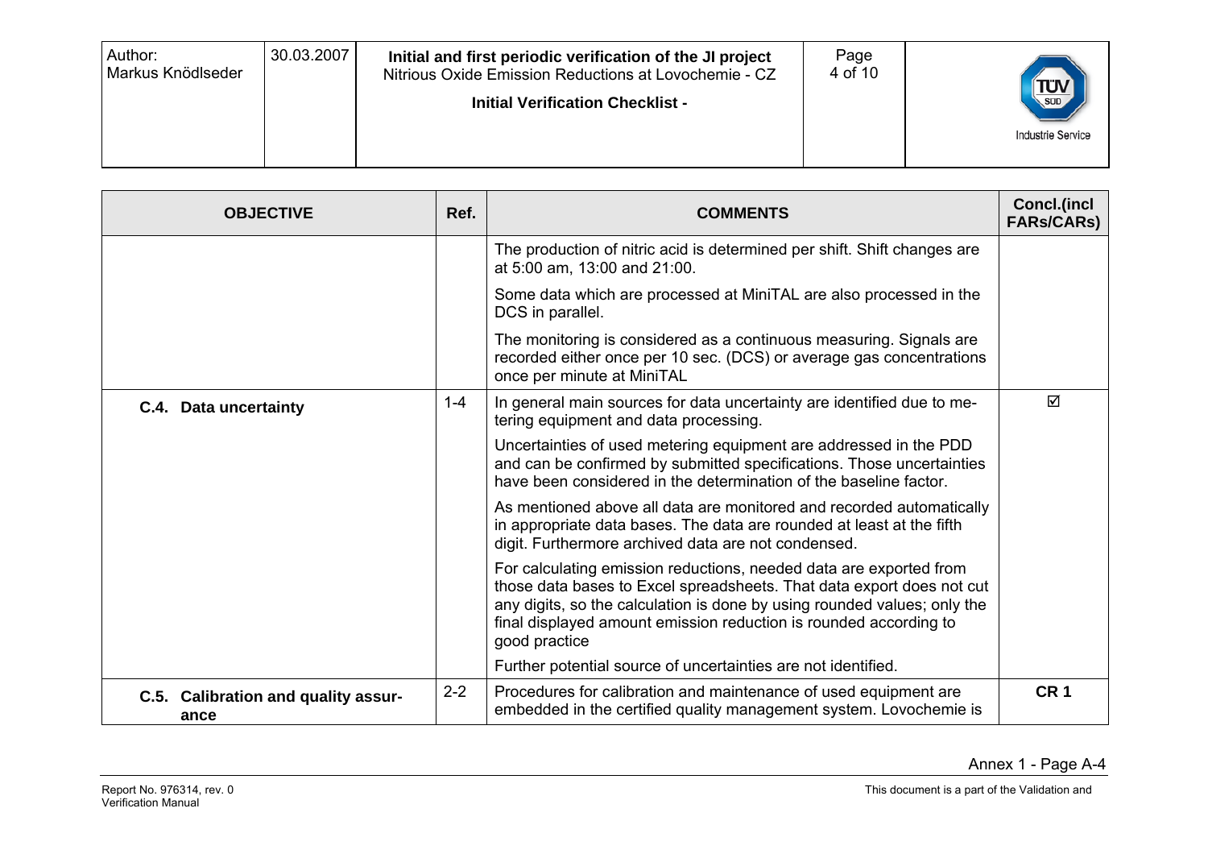| OBJECTIVE | Ref. | COMMENTS | Concl.(incl FARs/CARs) |
|---|---|---|---|
| | | The production of nitric acid is determined per shift. Shift changes are at 5:00 am, 13:00 and 21:00.<br><br>Some data which are processed at MiniTAL are also processed in the DCS in parallel.<br><br>The monitoring is considered as a continuous measuring. Signals are recorded either once per 10 sec. (DCS) or average gas concentrations once per minute at MiniTAL | |
| **C.4. Data uncertainty** | 1-4 | In general main sources for data uncertainty are identified due to metering equipment and data processing.<br><br>Uncertainties of used metering equipment are addressed in the PDD and can be confirmed by submitted specifications. Those uncertainties have been considered in the determination of the baseline factor.<br><br>As mentioned above all data are monitored and recorded automatically in appropriate data bases. The data are rounded at least at the fifth digit. Furthermore archived data are not condensed.<br><br>For calculating emission reductions, needed data are exported from those data bases to Excel spreadsheets. That data export does not cut any digits, so the calculation is done by using rounded values; only the final displayed amount emission reduction is rounded according to good practice<br><br>Further potential source of uncertainties are not identified. | ☑ |
| **C.5. Calibration and quality assurance** | 2-2 | Procedures for calibration and maintenance of used equipment are embedded in the certified quality management system. Lovochemie is | **CR 1** |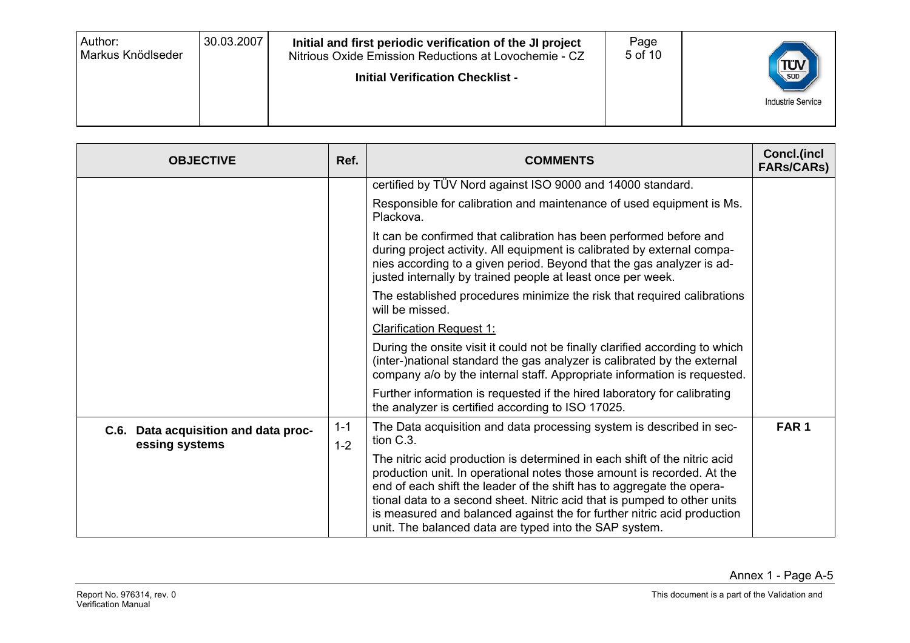| OBJECTIVE | Ref. | COMMENTS | Concl.(incl FARs/CARs) |
|---|---|---|---|
| | | certified by TÜV Nord against ISO 9000 and 14000 standard.<br><br>Responsible for calibration and maintenance of used equipment is Ms. Plackova.<br><br>It can be confirmed that calibration has been performed before and during project activity. All equipment is calibrated by external companies according to a given period. Beyond that the gas analyzer is adjusted internally by trained people at least once per week.<br><br>The established procedures minimize the risk that required calibrations will be missed.<br><br>Clarification Request 1:<br><br>During the onsite visit it could not be finally clarified according to which (inter-)national standard the gas analyzer is calibrated by the external company a/o by the internal staff. Appropriate information is requested.<br><br>Further information is requested if the hired laboratory for calibrating the analyzer is certified according to ISO 17025. | |
| **C.6. Data acquisition and data processing systems** | 1-1<br>1-2 | The Data acquisition and data processing system is described in section C.3.<br><br>The nitric acid production is determined in each shift of the nitric acid production unit. In operational notes those amount is recorded. At the end of each shift the leader of the shift has to aggregate the operational data to a second sheet. Nitric acid that is pumped to other units is measured and balanced against the for further nitric acid production unit. The balanced data are typed into the SAP system. | **FAR 1** |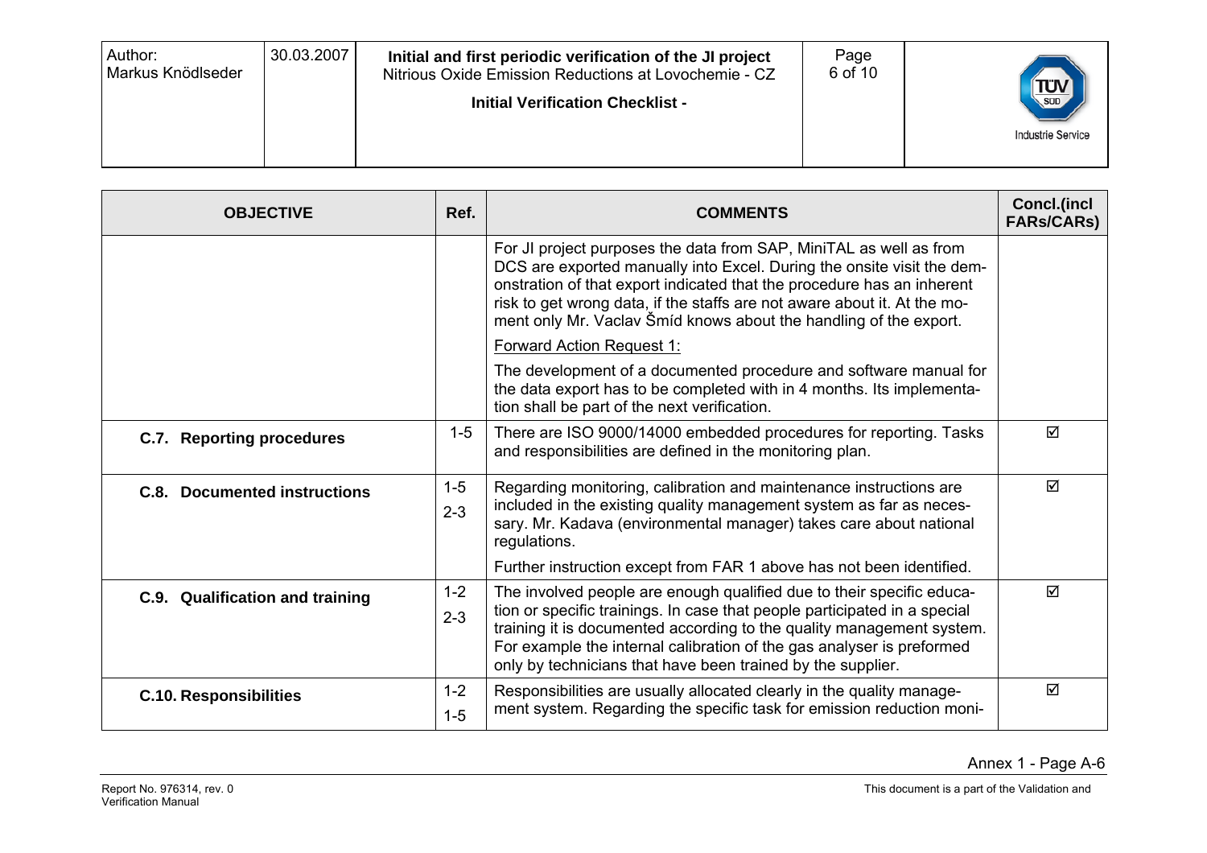| OBJECTIVE | Ref. | COMMENTS | Concl.(incl FARs/CARs) |
|---|---|---|---|
| | | For JI project purposes the data from SAP, MiniTAL as well as from DCS are exported manually into Excel. During the onsite visit the demonstration of that export indicated that the procedure has an inherent risk to get wrong data, if the staffs are not aware about it. At the moment only Mr. Vaclav Šmíd knows about the handling of the export.<br><br>Forward Action Request 1:<br><br>The development of a documented procedure and software manual for the data export has to be completed with in 4 months. Its implementation shall be part of the next verification. | |
| **C.7. Reporting procedures** | 1-5 | There are ISO 9000/14000 embedded procedures for reporting. Tasks and responsibilities are defined in the monitoring plan. | ☑ |
| **C.8. Documented instructions** | 1-5<br>2-3 | Regarding monitoring, calibration and maintenance instructions are included in the existing quality management system as far as necessary. Mr. Kadava (environmental manager) takes care about national regulations.<br><br>Further instruction except from FAR 1 above has not been identified. | ☑ |
| **C.9. Qualification and training** | 1-2<br>2-3 | The involved people are enough qualified due to their specific education or specific trainings. In case that people participated in a special training it is documented according to the quality management system. For example the internal calibration of the gas analyser is preformed only by technicians that have been trained by the supplier. | ☑ |
| **C.10. Responsibilities** | 1-2<br>1-5 | Responsibilities are usually allocated clearly in the quality management system. Regarding the specific task for emission reduction moni- | ☑ |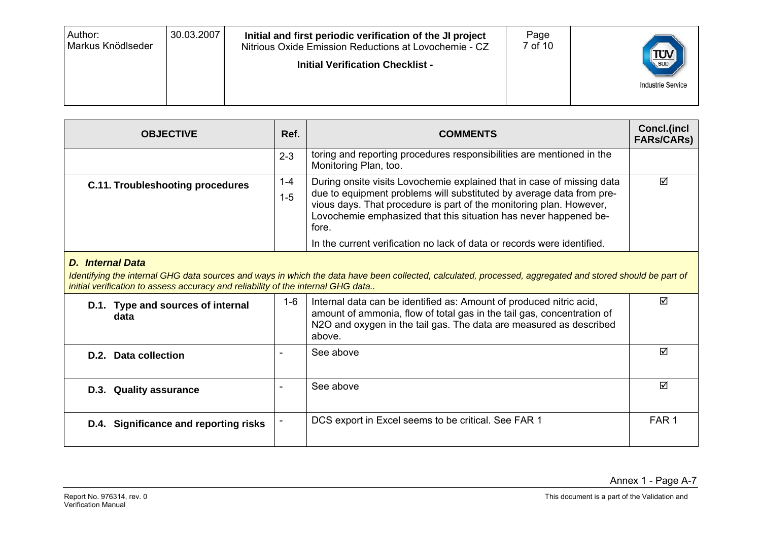| OBJECTIVE | Ref. | COMMENTS | Concl.(incl FARs/CARs) |
|---|---|---|---|
| | 2-3 | toring and reporting procedures responsibilities are mentioned in the Monitoring Plan, too. | |
| **C.11. Troubleshooting procedures** | 1-4<br>1-5 | During onsite visits Lovochemie explained that in case of missing data due to equipment problems will substituted by average data from previous days. That procedure is part of the monitoring plan. However, Lovochemie emphasized that this situation has never happened before.<br>In the current verification no lack of data or records were identified. | ☑ |
| ***D. Internal Data***<br>*Identifying the internal GHG data sources and ways in which the data have been collected, calculated, processed, aggregated and stored should be part of initial verification to assess accuracy and reliability of the internal GHG data..* | | | |
| **D.1. Type and sources of internal data** | 1-6 | Internal data can be identified as: Amount of produced nitric acid, amount of ammonia, flow of total gas in the tail gas, concentration of N2O and oxygen in the tail gas. The data are measured as described above. | ☑ |
| **D.2. Data collection** | - | See above | ☑ |
| **D.3. Quality assurance** | - | See above | ☑ |
| **D.4. Significance and reporting risks** | - | DCS export in Excel seems to be critical. See FAR 1 | FAR 1 |

Annex 1 - Page A-7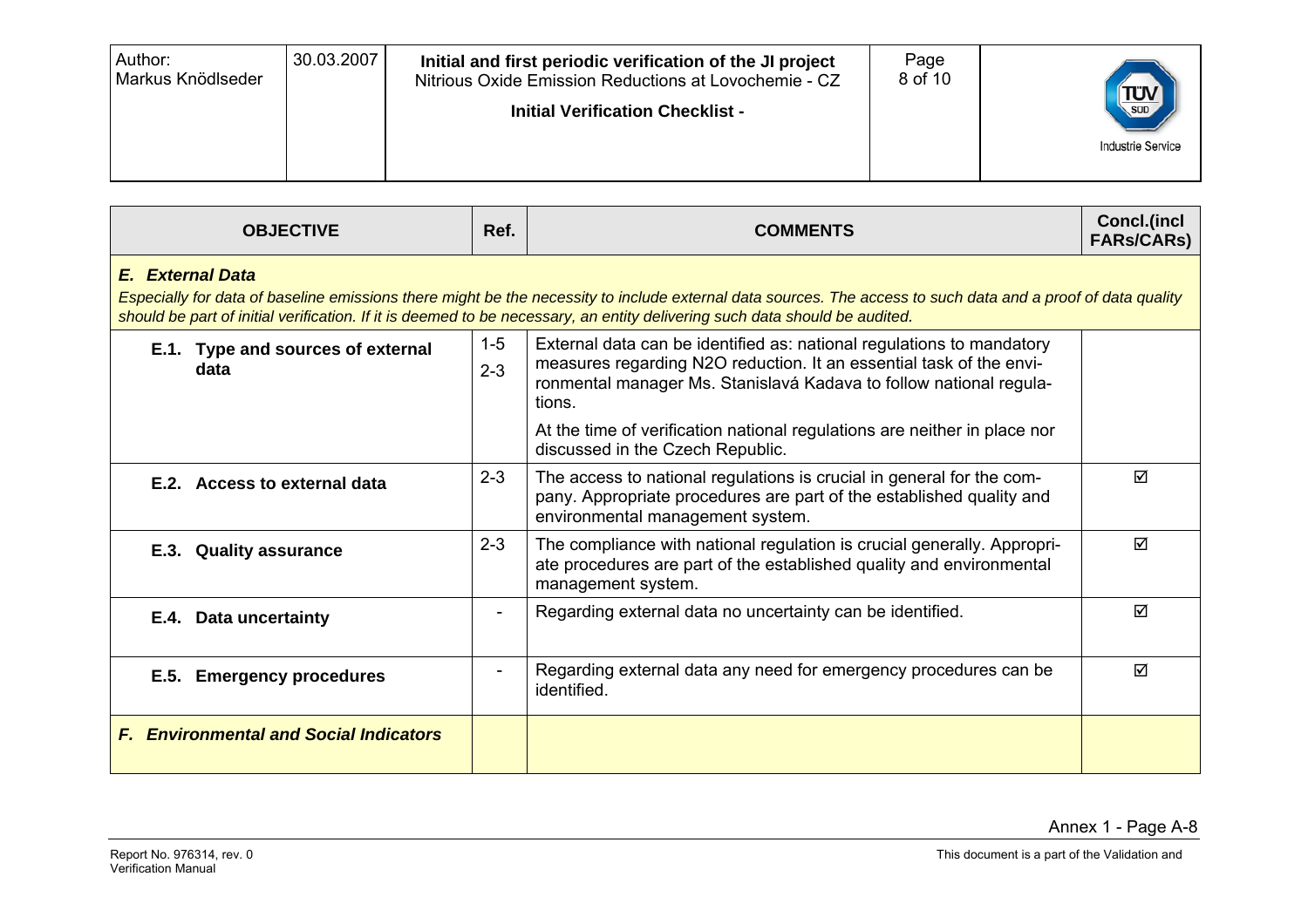| OBJECTIVE | Ref. | COMMENTS | Concl.(incl FARs/CARs) |
|---|---|---|---|
| ***E. External Data*** *Especially for data of baseline emissions there might be the necessity to include external data sources. The access to such data and a proof of data quality should be part of initial verification. If it is deemed to be necessary, an entity delivering such data should be audited.* | | | |
| **E.1. Type and sources of external data** | 1-5 2-3 | External data can be identified as: national regulations to mandatory measures regarding N2O reduction. It an essential task of the environmental manager Ms. Stanislavá Kadava to follow national regulations. At the time of verification national regulations are neither in place nor discussed in the Czech Republic. | |
| **E.2. Access to external data** | 2-3 | The access to national regulations is crucial in general for the company. Appropriate procedures are part of the established quality and environmental management system. | ☑ |
| **E.3. Quality assurance** | 2-3 | The compliance with national regulation is crucial generally. Appropriate procedures are part of the established quality and environmental management system. | ☑ |
| **E.4. Data uncertainty** | - | Regarding external data no uncertainty can be identified. | ☑ |
| **E.5. Emergency procedures** | - | Regarding external data any need for emergency procedures can be identified. | ☑ |
| ***F. Environmental and Social Indicators*** | | | |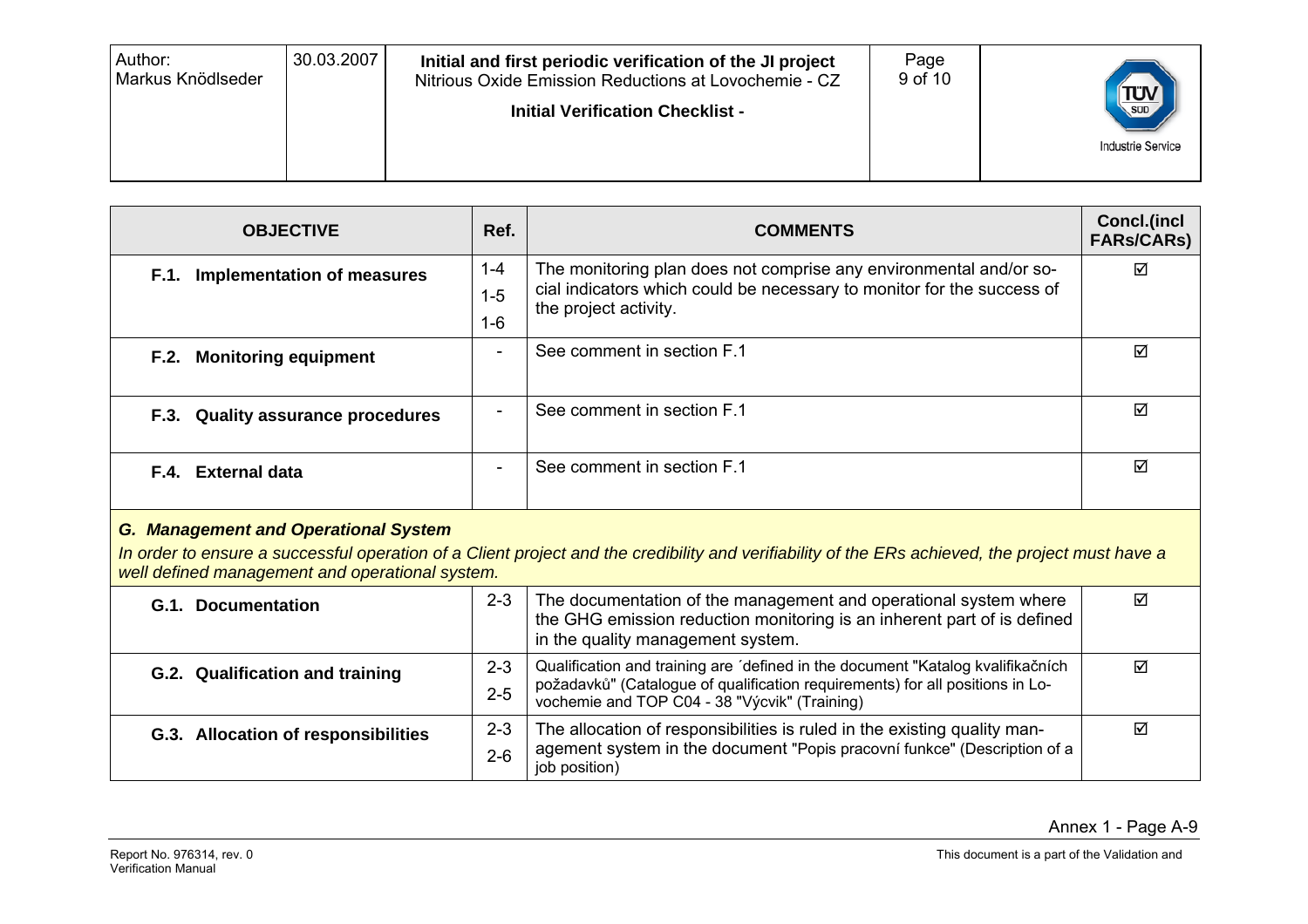| OBJECTIVE | Ref. | COMMENTS | Concl.(incl FARs/CARs) |
|---|---|---|---|
| **F.1. Implementation of measures** | 1-4<br>1-5<br>1-6 | The monitoring plan does not comprise any environmental and/or social indicators which could be necessary to monitor for the success of the project activity. | ☑ |
| **F.2. Monitoring equipment** | - | See comment in section F.1 | ☑ |
| **F.3. Quality assurance procedures** | - | See comment in section F.1 | ☑ |
| **F.4. External data** | - | See comment in section F.1 | ☑ |
| ***G. Management and Operational System***<br>*In order to ensure a successful operation of a Client project and the credibility and verifiability of the ERs achieved, the project must have a well defined management and operational system.* | | | |
| **G.1. Documentation** | 2-3 | The documentation of the management and operational system where the GHG emission reduction monitoring is an inherent part of is defined in the quality management system. | ☑ |
| **G.2. Qualification and training** | 2-3<br>2-5 | Qualification and training are ´defined in the document "Katalog kvalifikačních požadavků" (Catalogue of qualification requirements) for all positions in Lovochemie and TOP C04 - 38 "Výcvik" (Training) | ☑ |
| **G.3. Allocation of responsibilities** | 2-3<br>2-6 | The allocation of responsibilities is ruled in the existing quality management system in the document "Popis pracovní funkce" (Description of a job position) | ☑ |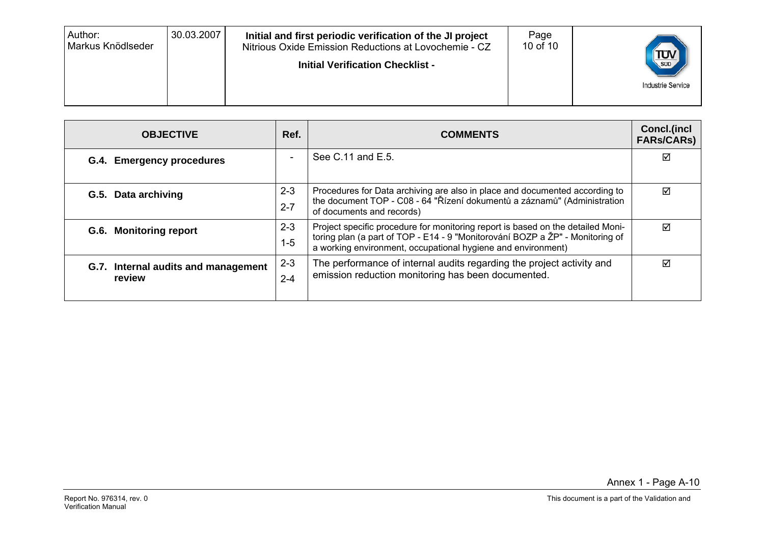| OBJECTIVE | Ref. | COMMENTS | Concl.(incl FARs/CARs) |
|---|---|---|---|
| **G.4. Emergency procedures** | - | See C.11 and E.5. | ☑ |
| **G.5. Data archiving** | 2-3<br>2-7 | Procedures for Data archiving are also in place and documented according to the document TOP - C08 - 64 "Řízení dokumentů a záznamů" (Administration of documents and records) | ☑ |
| **G.6. Monitoring report** | 2-3<br>1-5 | Project specific procedure for monitoring report is based on the detailed Monitoring plan (a part of TOP - E14 - 9 "Monitorování BOZP a ŽP" - Monitoring of a working environment, occupational hygiene and environment) | ☑ |
| **G.7. Internal audits and management review** | 2-3<br>2-4 | The performance of internal audits regarding the project activity and emission reduction monitoring has been documented. | ☑ |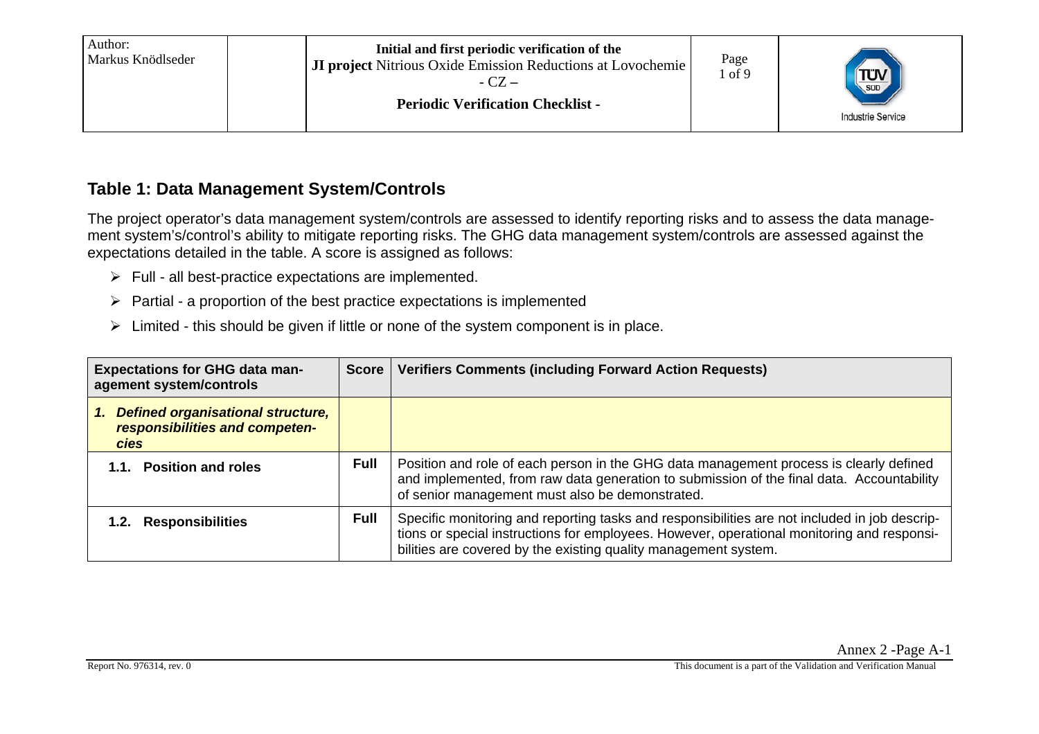## Table 1: Data Management System/Controls

The project operator's data management system/controls are assessed to identify reporting risks and to assess the data management system's/control's ability to mitigate reporting risks. The GHG data management system/controls are assessed against the expectations detailed in the table. A score is assigned as follows:

- Full - all best-practice expectations are implemented.
- Partial - a proportion of the best practice expectations is implemented
- Limited - this should be given if little or none of the system component is in place.

| Expectations for GHG data management system/controls | Score | Verifiers Comments (including Forward Action Requests) |
|---|---|---|
| ***1. Defined organisational structure, responsibilities and competencies*** | | |
| **1.1. Position and roles** | **Full** | Position and role of each person in the GHG data management process is clearly defined and implemented, from raw data generation to submission of the final data. Accountability of senior management must also be demonstrated. |
| **1.2. Responsibilities** | **Full** | Specific monitoring and reporting tasks and responsibilities are not included in job descriptions or special instructions for employees. However, operational monitoring and responsibilities are covered by the existing quality management system. |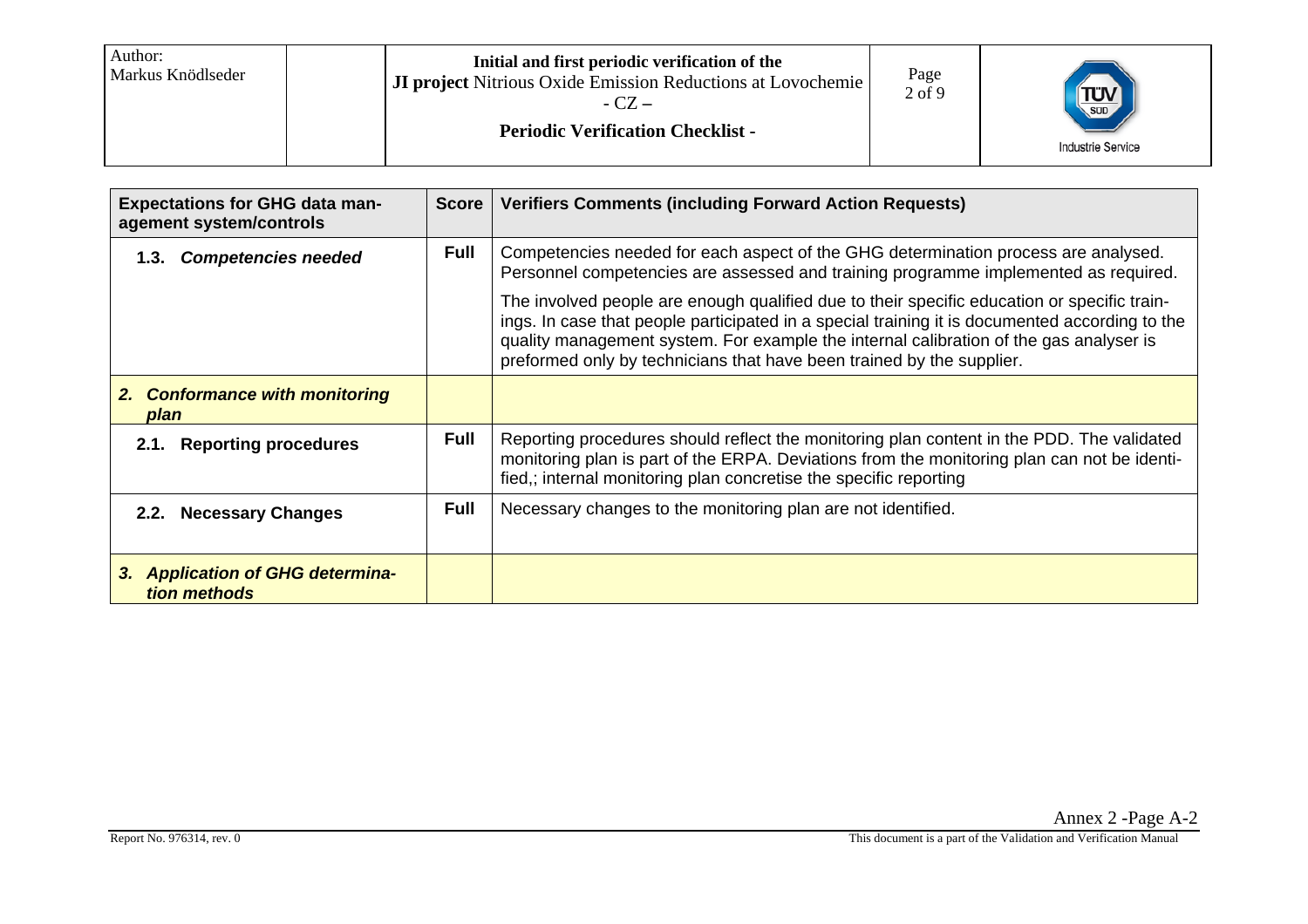| Expectations for GHG data management system/controls | Score | Verifiers Comments (including Forward Action Requests) |
|---|---|---|
| **1.3. *Competencies needed*** | **Full** | Competencies needed for each aspect of the GHG determination process are analysed. Personnel competencies are assessed and training programme implemented as required.<br><br>The involved people are enough qualified due to their specific education or specific trainings. In case that people participated in a special training it is documented according to the quality management system. For example the internal calibration of the gas analyser is preformed only by technicians that have been trained by the supplier. |
| ***2. Conformance with monitoring plan*** | | |
| **2.1. Reporting procedures** | **Full** | Reporting procedures should reflect the monitoring plan content in the PDD. The validated monitoring plan is part of the ERPA. Deviations from the monitoring plan can not be identified,; internal monitoring plan concretise the specific reporting |
| **2.2. Necessary Changes** | **Full** | Necessary changes to the monitoring plan are not identified. |
| ***3. Application of GHG determination methods*** | | |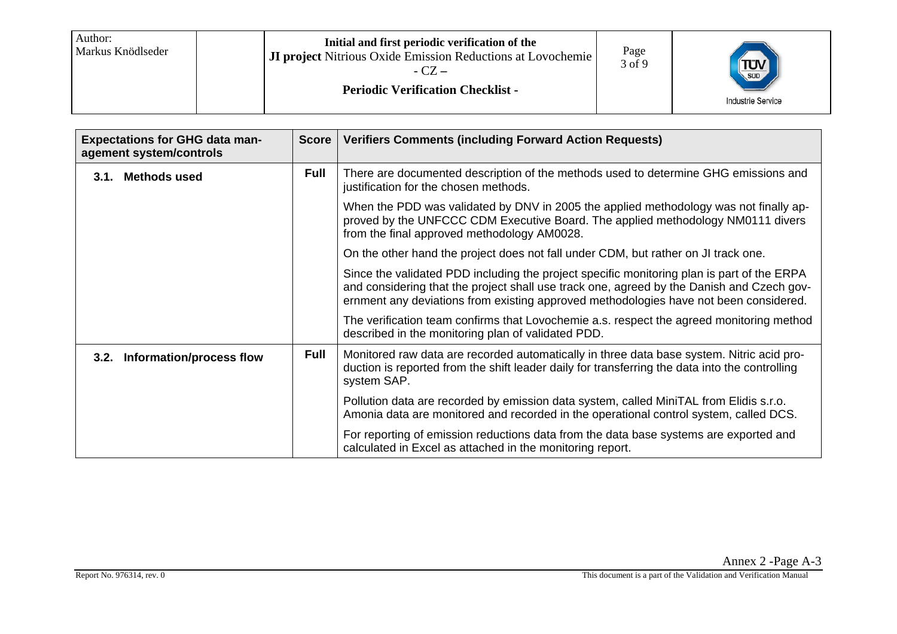| Expectations for GHG data management system/controls | Score | Verifiers Comments (including Forward Action Requests) |
|---|---|---|
| **3.1. Methods used** | **Full** | There are documented description of the methods used to determine GHG emissions and justification for the chosen methods.<br><br>When the PDD was validated by DNV in 2005 the applied methodology was not finally approved by the UNFCCC CDM Executive Board. The applied methodology NM0111 divers from the final approved methodology AM0028.<br><br>On the other hand the project does not fall under CDM, but rather on JI track one.<br><br>Since the validated PDD including the project specific monitoring plan is part of the ERPA and considering that the project shall use track one, agreed by the Danish and Czech government any deviations from existing approved methodologies have not been considered.<br><br>The verification team confirms that Lovochemie a.s. respect the agreed monitoring method described in the monitoring plan of validated PDD. |
| **3.2. Information/process flow** | **Full** | Monitored raw data are recorded automatically in three data base system. Nitric acid production is reported from the shift leader daily for transferring the data into the controlling system SAP.<br><br>Pollution data are recorded by emission data system, called MiniTAL from Elidis s.r.o. Amonia data are monitored and recorded in the operational control system, called DCS.<br><br>For reporting of emission reductions data from the data base systems are exported and calculated in Excel as attached in the monitoring report. |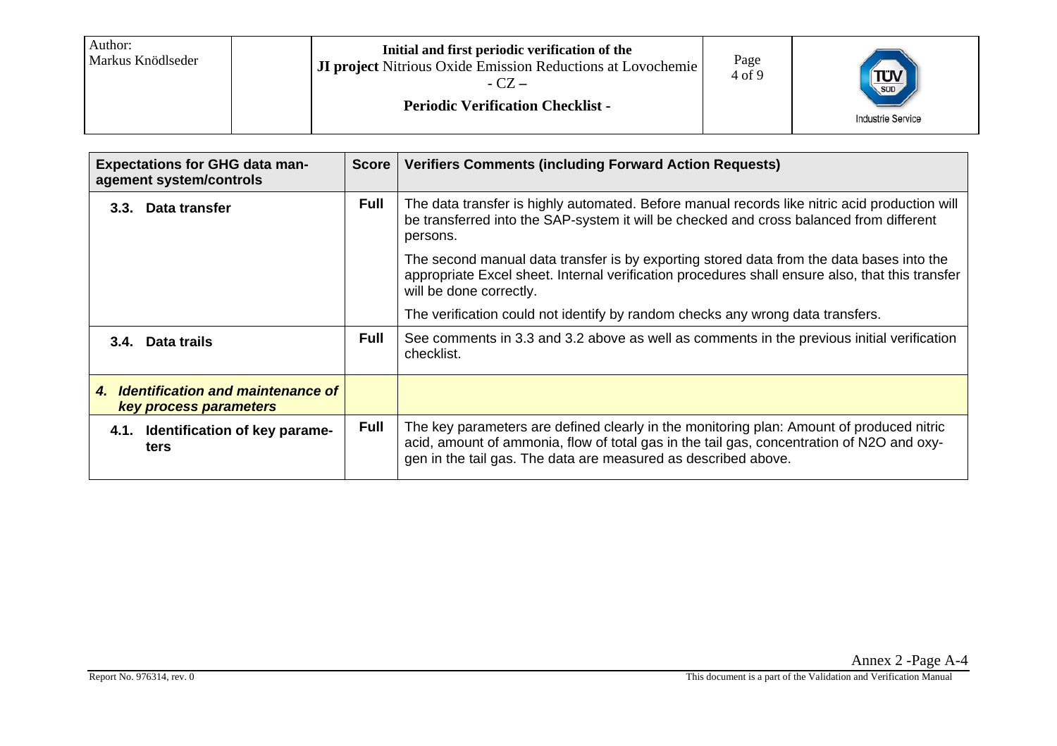| Expectations for GHG data management system/controls | Score | Verifiers Comments (including Forward Action Requests) |
|---|---|---|
| **3.3. Data transfer** | **Full** | The data transfer is highly automated. Before manual records like nitric acid production will be transferred into the SAP-system it will be checked and cross balanced from different persons.<br><br>The second manual data transfer is by exporting stored data from the data bases into the appropriate Excel sheet. Internal verification procedures shall ensure also, that this transfer will be done correctly.<br><br>The verification could not identify by random checks any wrong data transfers. |
| **3.4. Data trails** | **Full** | See comments in 3.3 and 3.2 above as well as comments in the previous initial verification checklist. |
| ***4. Identification and maintenance of key process parameters*** | | |
| **4.1. Identification of key parameters** | **Full** | The key parameters are defined clearly in the monitoring plan: Amount of produced nitric acid, amount of ammonia, flow of total gas in the tail gas, concentration of $N_2O$ and oxygen in the tail gas. The data are measured as described above. |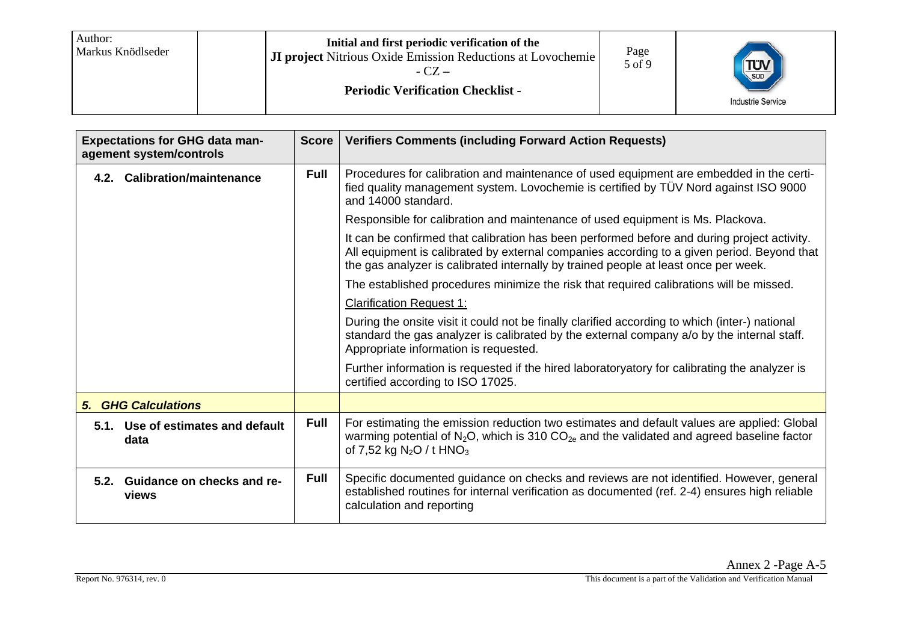| Expectations for GHG data management system/controls | Score | Verifiers Comments (including Forward Action Requests) |
|---|---|---|
| **4.2. Calibration/maintenance** | **Full** | Procedures for calibration and maintenance of used equipment are embedded in the certified quality management system. Lovochemie is certified by TÜV Nord against ISO 9000 and 14000 standard.<br><br>Responsible for calibration and maintenance of used equipment is Ms. Plackova.<br><br>It can be confirmed that calibration has been performed before and during project activity. All equipment is calibrated by external companies according to a given period. Beyond that the gas analyzer is calibrated internally by trained people at least once per week.<br><br>The established procedures minimize the risk that required calibrations will be missed.<br><br>Clarification Request 1:<br><br>During the onsite visit it could not be finally clarified according to which (inter-) national standard the gas analyzer is calibrated by the external company a/o by the internal staff. Appropriate information is requested.<br><br>Further information is requested if the hired laboratoryatory for calibrating the analyzer is certified according to ISO 17025. |
| ***5. GHG Calculations*** | | |
| **5.1. Use of estimates and default data** | **Full** | For estimating the emission reduction two estimates and default values are applied: Global warming potential of $N_2O$, which is 310 $CO_{2e}$ and the validated and agreed baseline factor of 7,52 kg $N_2O$ / t $HNO_3$ |
| **5.2. Guidance on checks and reviews** | **Full** | Specific documented guidance on checks and reviews are not identified. However, general established routines for internal verification as documented (ref. 2-4) ensures high reliable calculation and reporting |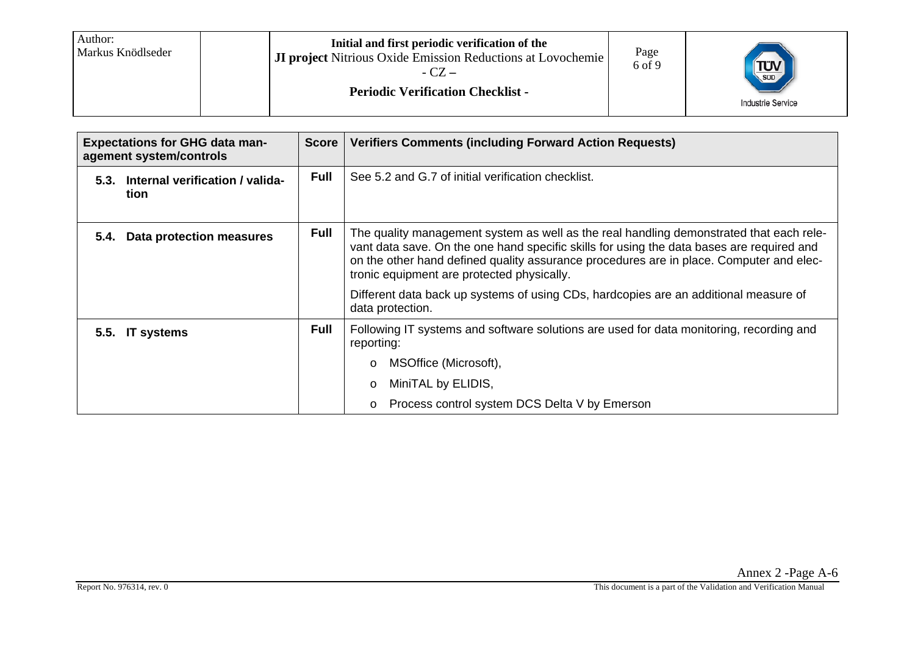| Expectations for GHG data management system/controls | Score | Verifiers Comments (including Forward Action Requests) |
|---|---|---|
| **5.3. Internal verification / validation** | **Full** | See 5.2 and G.7 of initial verification checklist. |
| **5.4. Data protection measures** | **Full** | The quality management system as well as the real handling demonstrated that each relevant data save. On the one hand specific skills for using the data bases are required and on the other hand defined quality assurance procedures are in place. Computer and electronic equipment are protected physically.<br><br>Different data back up systems of using CDs, hardcopies are an additional measure of data protection. |
| **5.5. IT systems** | **Full** | Following IT systems and software solutions are used for data monitoring, recording and reporting:<br>o MSOffice (Microsoft),<br>o MiniTAL by ELIDIS,<br>o Process control system DCS Delta V by Emerson |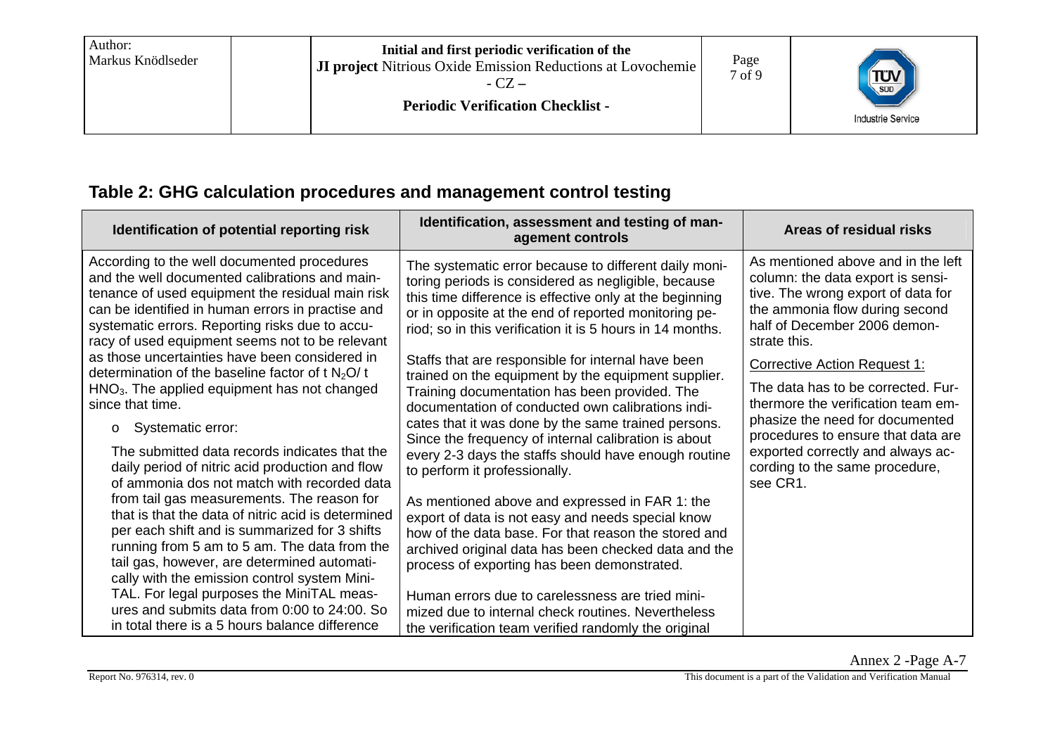## Table 2: GHG calculation procedures and management control testing

| Identification of potential reporting risk | Identification, assessment and testing of management controls | Areas of residual risks |
|---|---|---|
| According to the well documented procedures and the well documented calibrations and maintenance of used equipment the residual main risk can be identified in human errors in practise and systematic errors. Reporting risks due to accuracy of used equipment seems not to be relevant as those uncertainties have been considered in determination of the baseline factor of t $N_2O$/ t $HNO_3$. The applied equipment has not changed since that time.<br><br>o Systematic error:<br><br>The submitted data records indicates that the daily period of nitric acid production and flow of ammonia dos not match with recorded data from tail gas measurements. The reason for that is that the data of nitric acid is determined per each shift and is summarized for 3 shifts running from 5 am to 5 am. The data from the tail gas, however, are determined automatically with the emission control system MiniTAL. For legal purposes the MiniTAL measures and submits data from 0:00 to 24:00. So in total there is a 5 hours balance difference | The systematic error because to different daily monitoring periods is considered as negligible, because this time difference is effective only at the beginning or in opposite at the end of reported monitoring period; so in this verification it is 5 hours in 14 months.<br><br>Staffs that are responsible for internal have been trained on the equipment by the equipment supplier. Training documentation has been provided. The documentation of conducted own calibrations indicates that it was done by the same trained persons. Since the frequency of internal calibration is about every 2-3 days the staffs should have enough routine to perform it professionally.<br><br>As mentioned above and expressed in FAR 1: the export of data is not easy and needs special know how of the data base. For that reason the stored and archived original data has been checked data and the process of exporting has been demonstrated.<br><br>Human errors due to carelessness are tried minimized due to internal check routines. Nevertheless the verification team verified randomly the original | As mentioned above and in the left column: the data export is sensitive. The wrong export of data for the ammonia flow during second half of December 2006 demonstrate this.<br><br>Corrective Action Request 1:<br><br>The data has to be corrected. Furthermore the verification team emphasize the need for documented procedures to ensure that data are exported correctly and always according to the same procedure, see CR1. |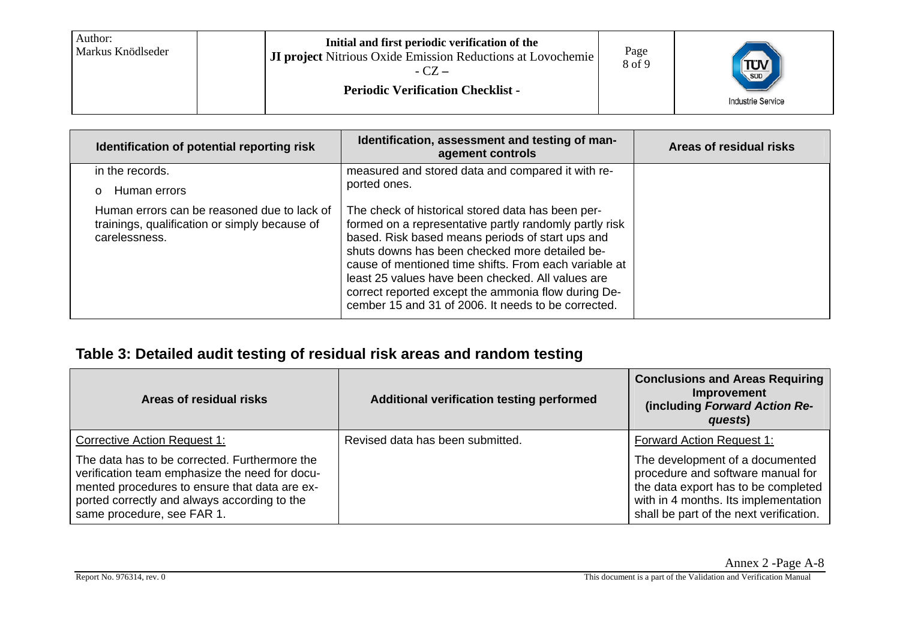| Identification of potential reporting risk | Identification, assessment and testing of management controls | Areas of residual risks |
|---|---|---|
| in the records.<br>o Human errors<br>Human errors can be reasoned due to lack of trainings, qualification or simply because of carelessness. | measured and stored data and compared it with reported ones.<br>The check of historical stored data has been performed on a representative partly randomly partly risk based. Risk based means periods of start ups and shuts downs has been checked more detailed because of mentioned time shifts. From each variable at least 25 values have been checked. All values are correct reported except the ammonia flow during December 15 and 31 of 2006. It needs to be corrected. | |

## Table 3: Detailed audit testing of residual risk areas and random testing

| Areas of residual risks | Additional verification testing performed | Conclusions and Areas Requiring Improvement (including ***Forward Action Requests***) |
|---|---|---|
| <u>Corrective Action Request 1:</u><br>The data has to be corrected. Furthermore the verification team emphasize the need for documented procedures to ensure that data are exported correctly and always according to the same procedure, see FAR 1. | Revised data has been submitted. | <u>Forward Action Request 1:</u><br>The development of a documented procedure and software manual for the data export has to be completed with in 4 months. Its implementation shall be part of the next verification. |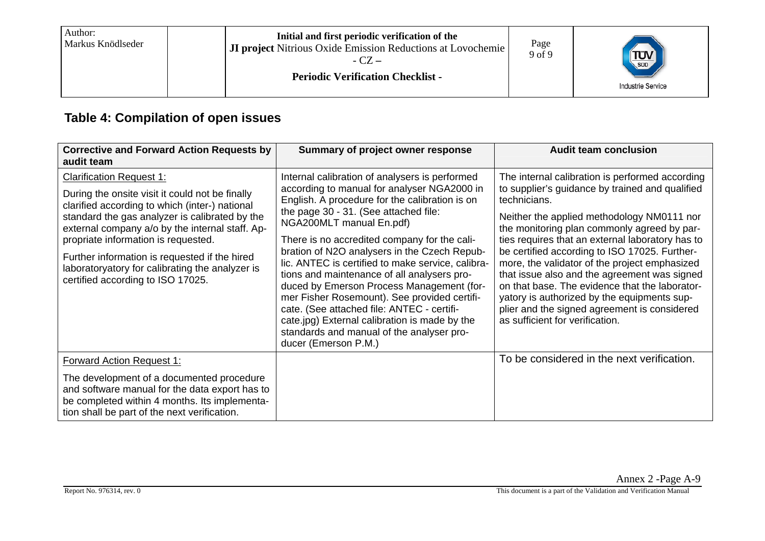## Table 4: Compilation of open issues

| Corrective and Forward Action Requests by audit team | Summary of project owner response | Audit team conclusion |
| --- | --- | --- |
| Clarification Request 1:<br><br>During the onsite visit it could not be finally clarified according to which (inter-) national standard the gas analyzer is calibrated by the external company a/o by the internal staff. Appropriate information is requested.<br><br>Further information is requested if the hired laboratoryatory for calibrating the analyzer is certified according to ISO 17025. | Internal calibration of analysers is performed according to manual for analyser NGA2000 in English. A procedure for the calibration is on the page 30 - 31. (See attached file: NGA200MLT manual En.pdf)<br><br>There is no accredited company for the calibration of N2O analysers in the Czech Republic. ANTEC is certified to make service, calibrations and maintenance of all analysers produced by Emerson Process Management (former Fisher Rosemount). See provided certificate. (See attached file: ANTEC - certificate.jpg) External calibration is made by the standards and manual of the analyser producer (Emerson P.M.) | The internal calibration is performed according to supplier's guidance by trained and qualified technicians.<br><br>Neither the applied methodology NM0111 nor the monitoring plan commonly agreed by parties requires that an external laboratory has to be certified according to ISO 17025. Furthermore, the validator of the project emphasized that issue also and the agreement was signed on that base. The evidence that the laboratoryatory is authorized by the equipments supplier and the signed agreement is considered as sufficient for verification. |
| Forward Action Request 1:<br><br>The development of a documented procedure and software manual for the data export has to be completed within 4 months. Its implementation shall be part of the next verification. | | To be considered in the next verification. |